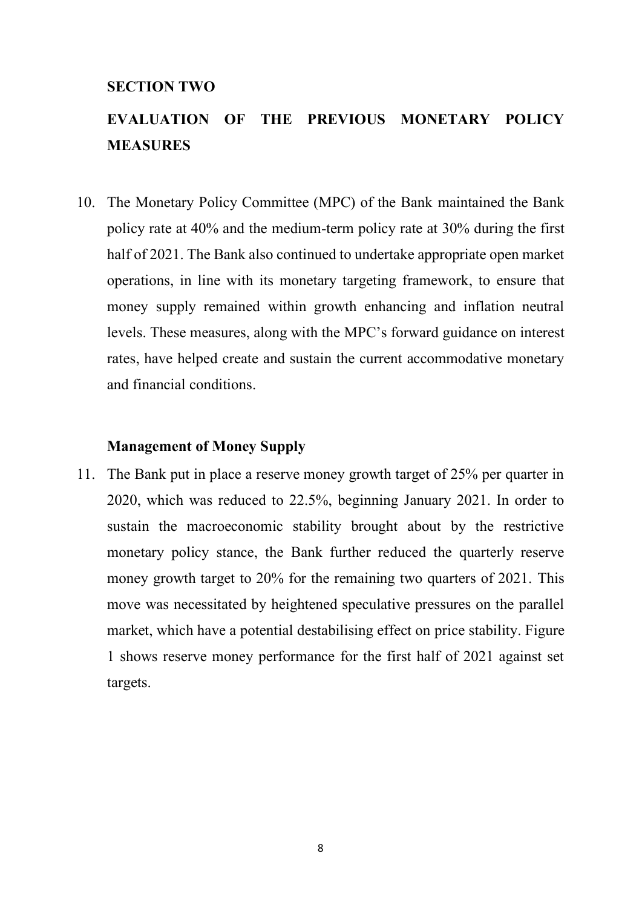## SECTION TWO

## EVALUATION OF THE PREVIOUS MONETARY POLICY MEASURES

10. The Monetary Policy Committee (MPC) of the Bank maintained the Bank policy rate at 40% and the medium-term policy rate at 30% during the first half of 2021. The Bank also continued to undertake appropriate open market operations, in line with its monetary targeting framework, to ensure that money supply remained within growth enhancing and inflation neutral levels. These measures, along with the MPC's forward guidance on interest rates, have helped create and sustain the current accommodative monetary and financial conditions.

### Management of Money Supply

11. The Bank put in place a reserve money growth target of 25% per quarter in 2020, which was reduced to 22.5%, beginning January 2021. In order to sustain the macroeconomic stability brought about by the restrictive monetary policy stance, the Bank further reduced the quarterly reserve money growth target to 20% for the remaining two quarters of 2021. This move was necessitated by heightened speculative pressures on the parallel market, which have a potential destabilising effect on price stability. Figure 1 shows reserve money performance for the first half of 2021 against set targets.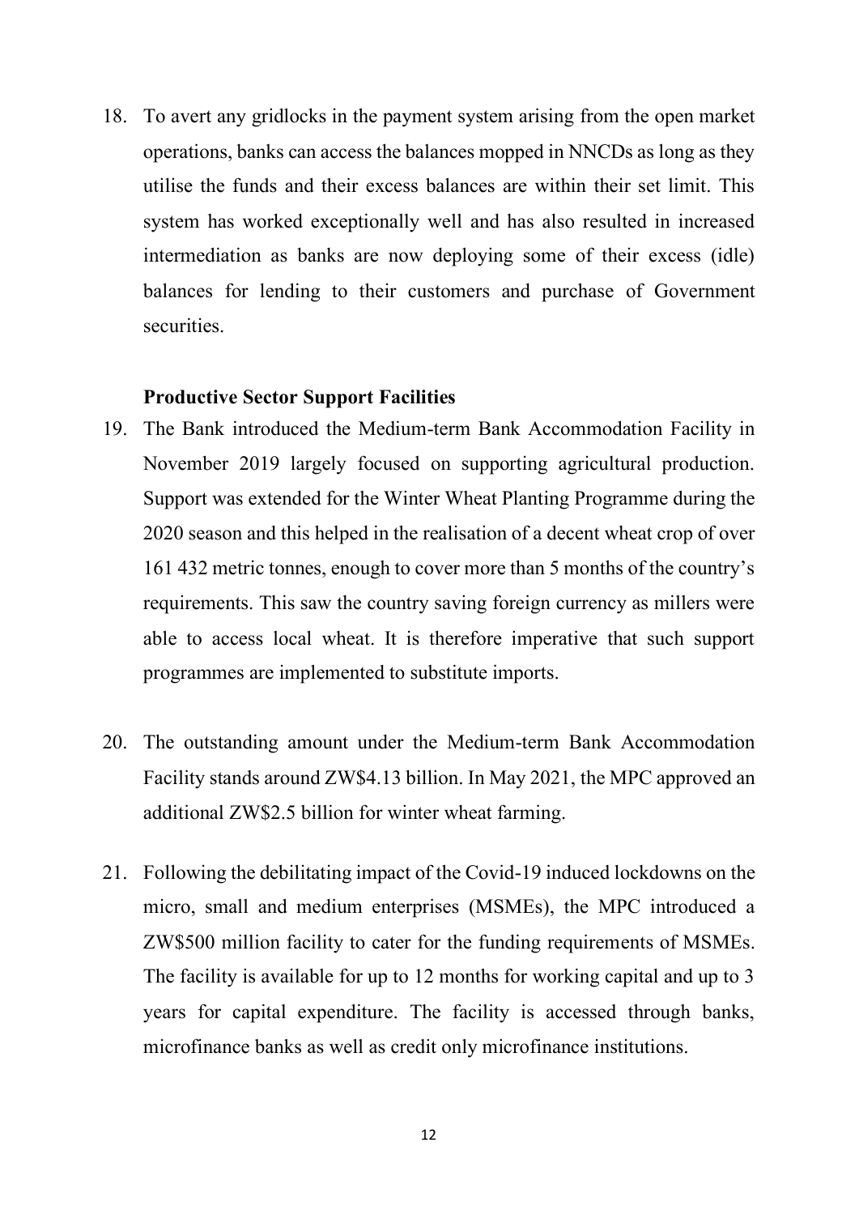18. To avert any gridlocks in the payment system arising from the open market operations, banks can access the balances mopped in NNCDs as long as they utilise the funds and their excess balances are within their set limit. This system has worked exceptionally well and has also resulted in increased intermediation as banks are now deploying some of their excess (idle) balances for lending to their customers and purchase of Government securities.

**Productive Sector Support Facilities**

19. The Bank introduced the Medium-term Bank Accommodation Facility in November 2019 largely focused on supporting agricultural production. Support was extended for the Winter Wheat Planting Programme during the 2020 season and this helped in the realisation of a decent wheat crop of over 161 432 metric tonnes, enough to cover more than 5 months of the country's requirements. This saw the country saving foreign currency as millers were able to access local wheat. It is therefore imperative that such support programmes are implemented to substitute imports.

20. The outstanding amount under the Medium-term Bank Accommodation Facility stands around ZW$4.13 billion. In May 2021, the MPC approved an additional ZW$2.5 billion for winter wheat farming.

21. Following the debilitating impact of the Covid-19 induced lockdowns on the micro, small and medium enterprises (MSMEs), the MPC introduced a ZW$500 million facility to cater for the funding requirements of MSMEs. The facility is available for up to 12 months for working capital and up to 3 years for capital expenditure. The facility is accessed through banks, microfinance banks as well as credit only microfinance institutions.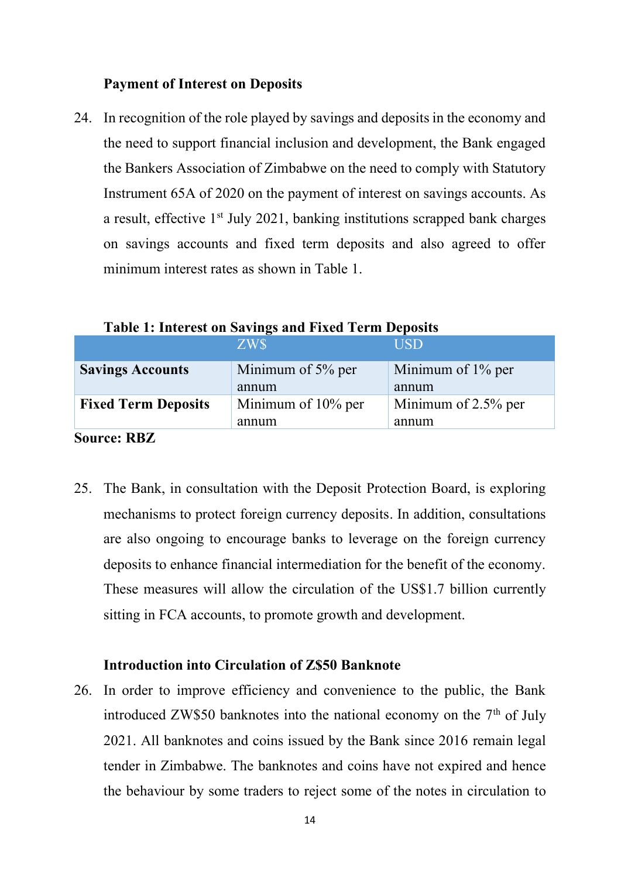### Payment of Interest on Deposits

24. In recognition of the role played by savings and deposits in the economy and the need to support financial inclusion and development, the Bank engaged the Bankers Association of Zimbabwe on the need to comply with Statutory Instrument 65A of 2020 on the payment of interest on savings accounts. As a result, effective 1st July 2021, banking institutions scrapped bank charges on savings accounts and fixed term deposits and also agreed to offer minimum interest rates as shown in Table 1.

**Table 1: Interest on Savings and Fixed Term Deposits**

| | ZW$ | USD |
|---|---|---|
| **Savings Accounts** | Minimum of 5% per annum | Minimum of 1% per annum |
| **Fixed Term Deposits** | Minimum of 10% per annum | Minimum of 2.5% per annum |

**Source: RBZ**

25. The Bank, in consultation with the Deposit Protection Board, is exploring mechanisms to protect foreign currency deposits. In addition, consultations are also ongoing to encourage banks to leverage on the foreign currency deposits to enhance financial intermediation for the benefit of the economy. These measures will allow the circulation of the US$1.7 billion currently sitting in FCA accounts, to promote growth and development.

### Introduction into Circulation of Z$50 Banknote

26. In order to improve efficiency and convenience to the public, the Bank introduced ZW$50 banknotes into the national economy on the 7th of July 2021. All banknotes and coins issued by the Bank since 2016 remain legal tender in Zimbabwe. The banknotes and coins have not expired and hence the behaviour by some traders to reject some of the notes in circulation to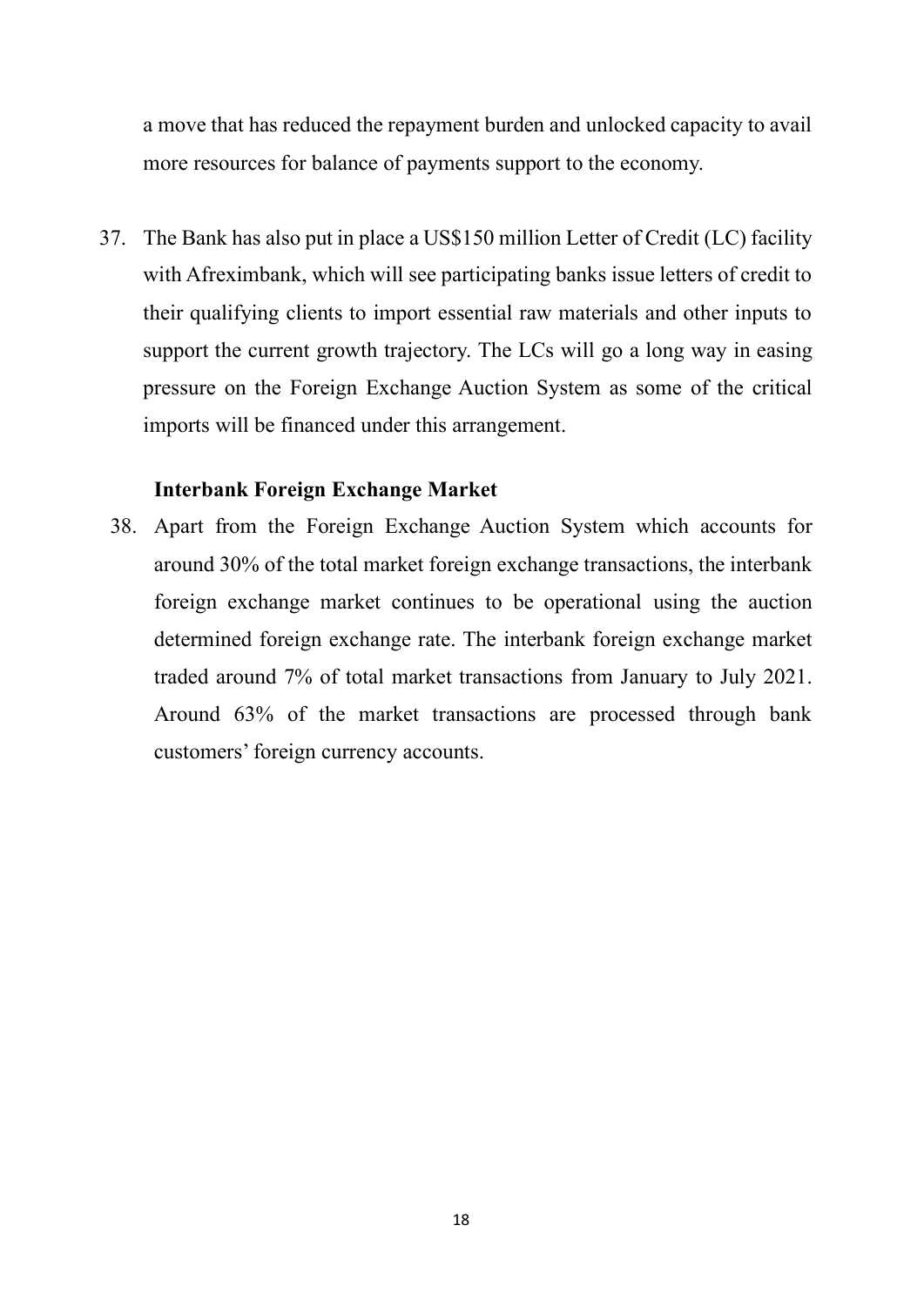a move that has reduced the repayment burden and unlocked capacity to avail more resources for balance of payments support to the economy.

37. The Bank has also put in place a US$150 million Letter of Credit (LC) facility with Afreximbank, which will see participating banks issue letters of credit to their qualifying clients to import essential raw materials and other inputs to support the current growth trajectory. The LCs will go a long way in easing pressure on the Foreign Exchange Auction System as some of the critical imports will be financed under this arrangement.

**Interbank Foreign Exchange Market**

38. Apart from the Foreign Exchange Auction System which accounts for around 30% of the total market foreign exchange transactions, the interbank foreign exchange market continues to be operational using the auction determined foreign exchange rate. The interbank foreign exchange market traded around 7% of total market transactions from January to July 2021. Around 63% of the market transactions are processed through bank customers' foreign currency accounts.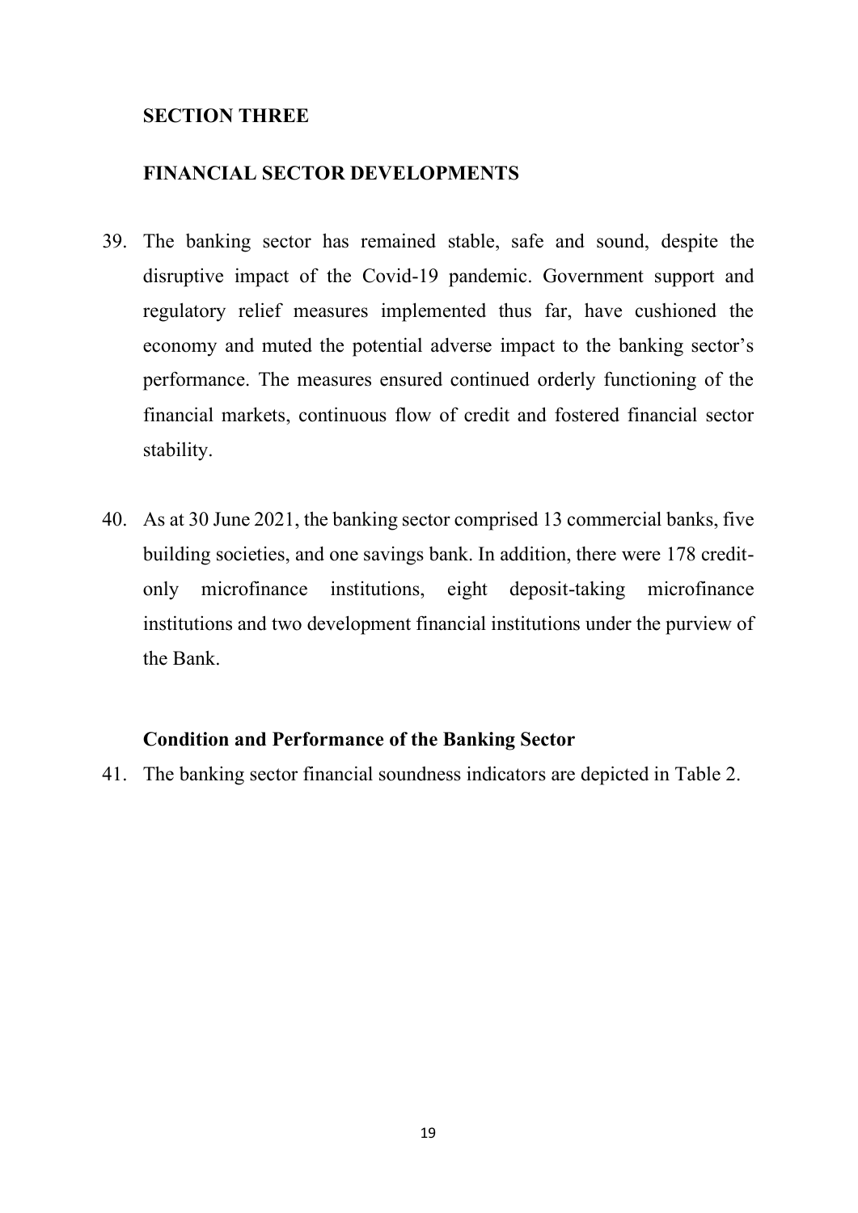## SECTION THREE

## FINANCIAL SECTOR DEVELOPMENTS

39. The banking sector has remained stable, safe and sound, despite the disruptive impact of the Covid-19 pandemic. Government support and regulatory relief measures implemented thus far, have cushioned the economy and muted the potential adverse impact to the banking sector's performance. The measures ensured continued orderly functioning of the financial markets, continuous flow of credit and fostered financial sector stability.

40. As at 30 June 2021, the banking sector comprised 13 commercial banks, five building societies, and one savings bank. In addition, there were 178 credit-only microfinance institutions, eight deposit-taking microfinance institutions and two development financial institutions under the purview of the Bank.

### Condition and Performance of the Banking Sector

41. The banking sector financial soundness indicators are depicted in Table 2.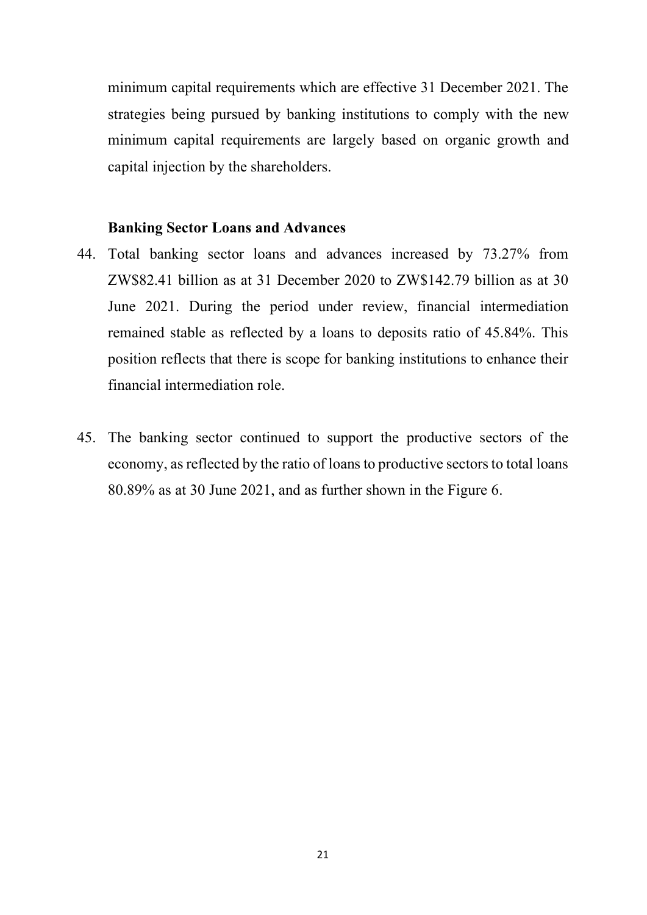minimum capital requirements which are effective 31 December 2021. The strategies being pursued by banking institutions to comply with the new minimum capital requirements are largely based on organic growth and capital injection by the shareholders.

### Banking Sector Loans and Advances

44. Total banking sector loans and advances increased by 73.27% from ZW$82.41 billion as at 31 December 2020 to ZW$142.79 billion as at 30 June 2021. During the period under review, financial intermediation remained stable as reflected by a loans to deposits ratio of 45.84%. This position reflects that there is scope for banking institutions to enhance their financial intermediation role.

45. The banking sector continued to support the productive sectors of the economy, as reflected by the ratio of loans to productive sectors to total loans 80.89% as at 30 June 2021, and as further shown in the Figure 6.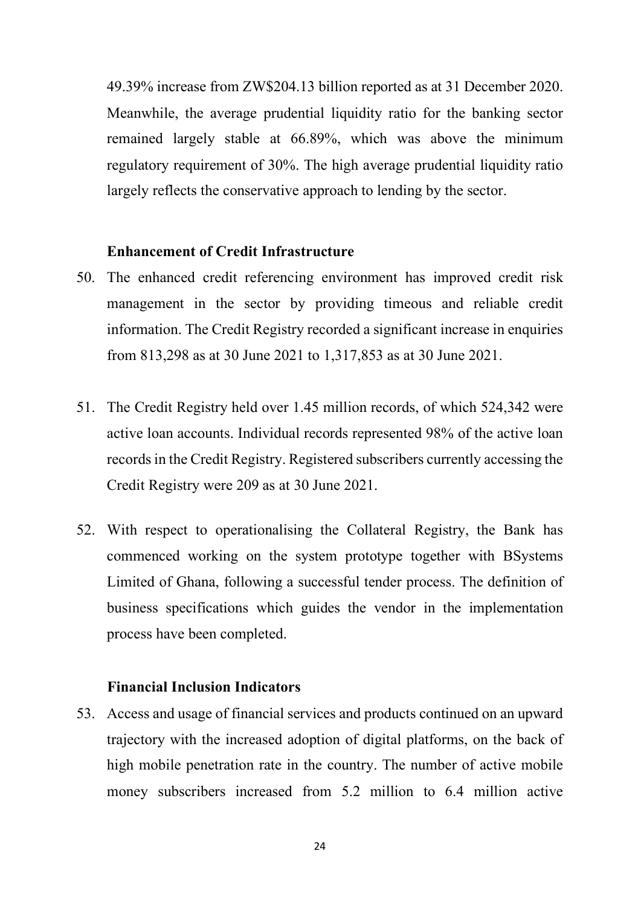49.39% increase from ZW$204.13 billion reported as at 31 December 2020. Meanwhile, the average prudential liquidity ratio for the banking sector remained largely stable at 66.89%, which was above the minimum regulatory requirement of 30%. The high average prudential liquidity ratio largely reflects the conservative approach to lending by the sector.

**Enhancement of Credit Infrastructure**

50. The enhanced credit referencing environment has improved credit risk management in the sector by providing timeous and reliable credit information. The Credit Registry recorded a significant increase in enquiries from 813,298 as at 30 June 2021 to 1,317,853 as at 30 June 2021.

51. The Credit Registry held over 1.45 million records, of which 524,342 were active loan accounts. Individual records represented 98% of the active loan records in the Credit Registry. Registered subscribers currently accessing the Credit Registry were 209 as at 30 June 2021.

52. With respect to operationalising the Collateral Registry, the Bank has commenced working on the system prototype together with BSystems Limited of Ghana, following a successful tender process. The definition of business specifications which guides the vendor in the implementation process have been completed.

**Financial Inclusion Indicators**

53. Access and usage of financial services and products continued on an upward trajectory with the increased adoption of digital platforms, on the back of high mobile penetration rate in the country. The number of active mobile money subscribers increased from 5.2 million to 6.4 million active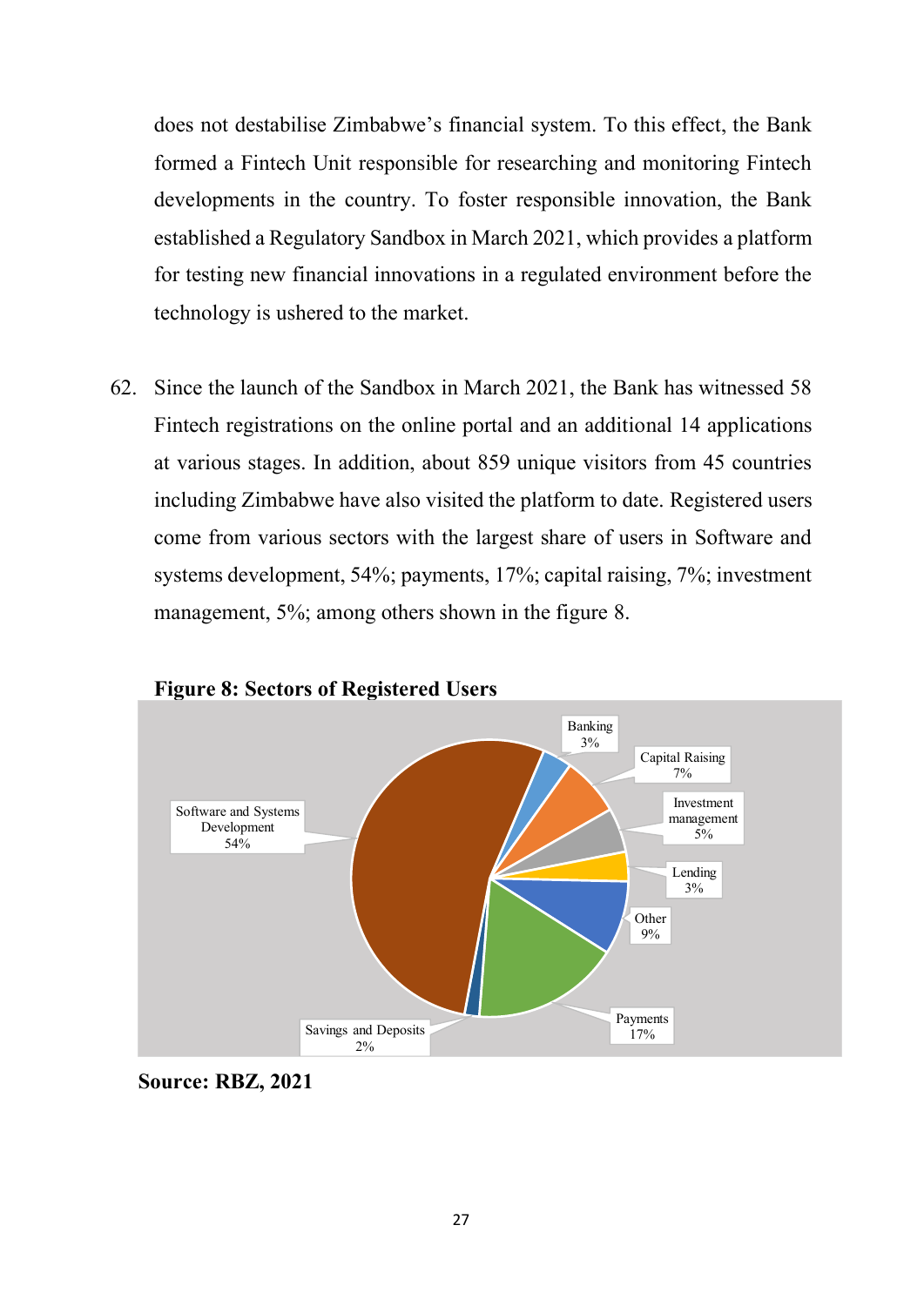does not destabilise Zimbabwe's financial system. To this effect, the Bank formed a Fintech Unit responsible for researching and monitoring Fintech developments in the country. To foster responsible innovation, the Bank established a Regulatory Sandbox in March 2021, which provides a platform for testing new financial innovations in a regulated environment before the technology is ushered to the market.

62. Since the launch of the Sandbox in March 2021, the Bank has witnessed 58 Fintech registrations on the online portal and an additional 14 applications at various stages. In addition, about 859 unique visitors from 45 countries including Zimbabwe have also visited the platform to date. Registered users come from various sectors with the largest share of users in Software and systems development, 54%; payments, 17%; capital raising, 7%; investment management, 5%; among others shown in the figure 8.

**Figure 8: Sectors of Registered Users**

| Sector | Share |
|---|---|
| Software and Systems Development | 54% |
| Banking | 3% |
| Capital Raising | 7% |
| Investment management | 5% |
| Lending | 3% |
| Other | 9% |
| Payments | 17% |
| Savings and Deposits | 2% |

**Source: RBZ, 2021**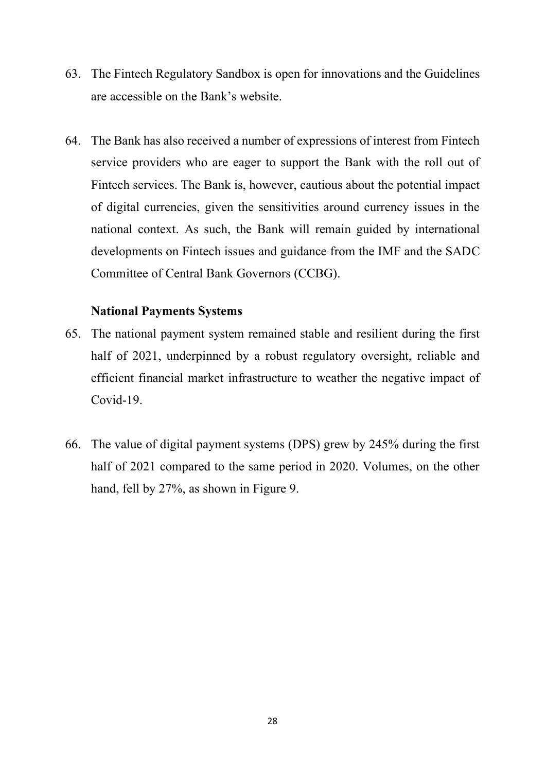63. The Fintech Regulatory Sandbox is open for innovations and the Guidelines are accessible on the Bank's website.

64. The Bank has also received a number of expressions of interest from Fintech service providers who are eager to support the Bank with the roll out of Fintech services. The Bank is, however, cautious about the potential impact of digital currencies, given the sensitivities around currency issues in the national context. As such, the Bank will remain guided by international developments on Fintech issues and guidance from the IMF and the SADC Committee of Central Bank Governors (CCBG).

**National Payments Systems**

65. The national payment system remained stable and resilient during the first half of 2021, underpinned by a robust regulatory oversight, reliable and efficient financial market infrastructure to weather the negative impact of Covid-19.

66. The value of digital payment systems (DPS) grew by 245% during the first half of 2021 compared to the same period in 2020. Volumes, on the other hand, fell by 27%, as shown in Figure 9.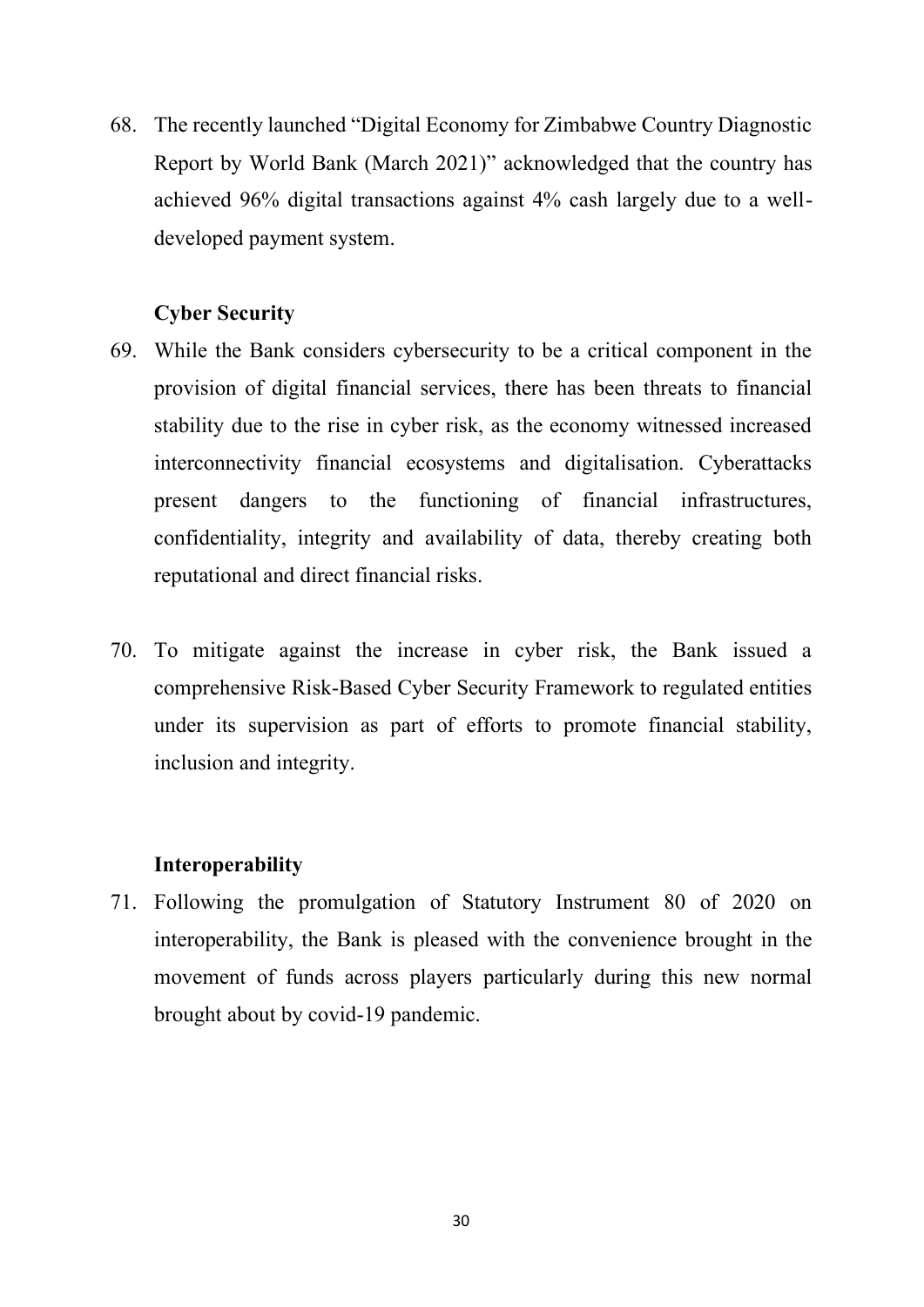68. The recently launched "Digital Economy for Zimbabwe Country Diagnostic Report by World Bank (March 2021)" acknowledged that the country has achieved 96% digital transactions against 4% cash largely due to a well-developed payment system.

**Cyber Security**

69. While the Bank considers cybersecurity to be a critical component in the provision of digital financial services, there has been threats to financial stability due to the rise in cyber risk, as the economy witnessed increased interconnectivity financial ecosystems and digitalisation. Cyberattacks present dangers to the functioning of financial infrastructures, confidentiality, integrity and availability of data, thereby creating both reputational and direct financial risks.

70. To mitigate against the increase in cyber risk, the Bank issued a comprehensive Risk-Based Cyber Security Framework to regulated entities under its supervision as part of efforts to promote financial stability, inclusion and integrity.

**Interoperability**

71. Following the promulgation of Statutory Instrument 80 of 2020 on interoperability, the Bank is pleased with the convenience brought in the movement of funds across players particularly during this new normal brought about by covid-19 pandemic.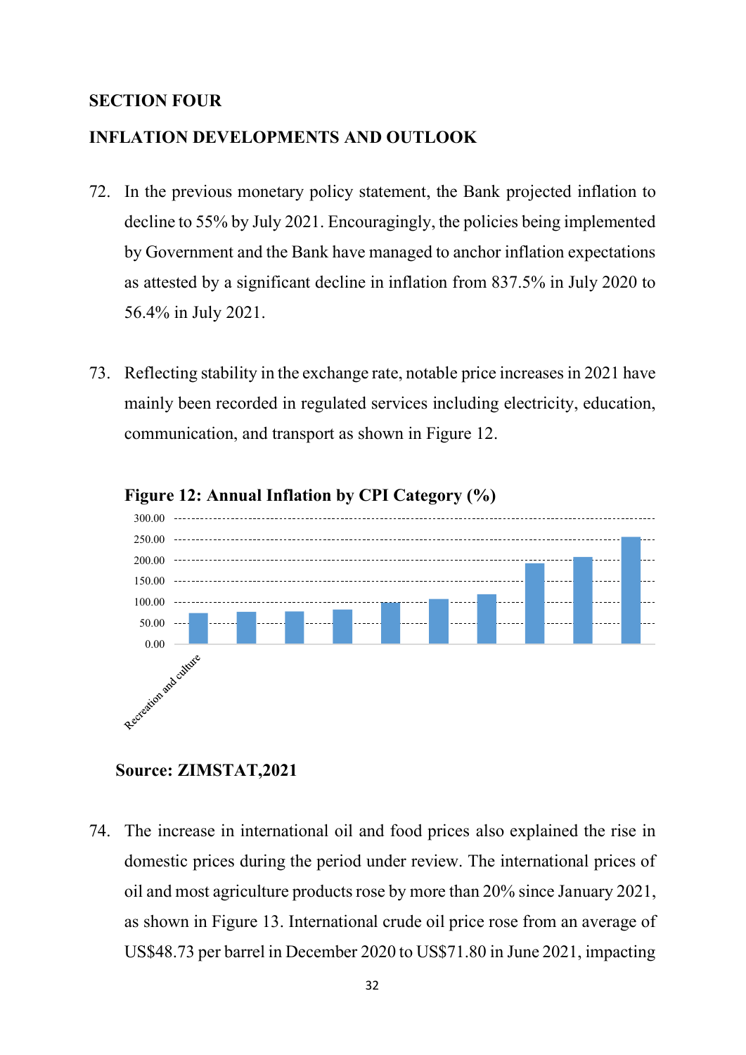**SECTION FOUR**

**INFLATION DEVELOPMENTS AND OUTLOOK**

72. In the previous monetary policy statement, the Bank projected inflation to decline to 55% by July 2021. Encouragingly, the policies being implemented by Government and the Bank have managed to anchor inflation expectations as attested by a significant decline in inflation from 837.5% in July 2020 to 56.4% in July 2021.

73. Reflecting stability in the exchange rate, notable price increases in 2021 have mainly been recorded in regulated services including electricity, education, communication, and transport as shown in Figure 12.

**Figure 12: Annual Inflation by CPI Category (%)**

300.00
250.00
200.00
150.00
100.00
50.00
0.00

Recreation and culture

**Source: ZIMSTAT,2021**

74. The increase in international oil and food prices also explained the rise in domestic prices during the period under review. The international prices of oil and most agriculture products rose by more than 20% since January 2021, as shown in Figure 13. International crude oil price rose from an average of US$48.73 per barrel in December 2020 to US$71.80 in June 2021, impacting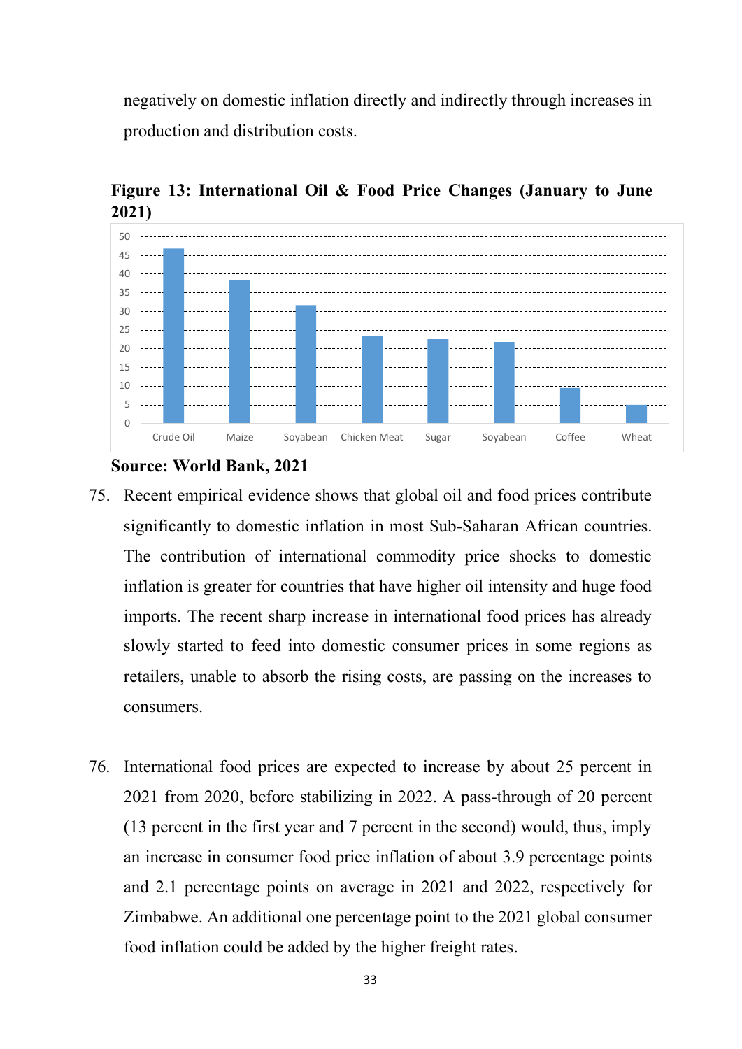negatively on domestic inflation directly and indirectly through increases in production and distribution costs.

**Figure 13: International Oil & Food Price Changes (January to June 2021)**

**Source: World Bank, 2021**

75. Recent empirical evidence shows that global oil and food prices contribute significantly to domestic inflation in most Sub-Saharan African countries. The contribution of international commodity price shocks to domestic inflation is greater for countries that have higher oil intensity and huge food imports. The recent sharp increase in international food prices has already slowly started to feed into domestic consumer prices in some regions as retailers, unable to absorb the rising costs, are passing on the increases to consumers.

76. International food prices are expected to increase by about 25 percent in 2021 from 2020, before stabilizing in 2022. A pass-through of 20 percent (13 percent in the first year and 7 percent in the second) would, thus, imply an increase in consumer food price inflation of about 3.9 percentage points and 2.1 percentage points on average in 2021 and 2022, respectively for Zimbabwe. An additional one percentage point to the 2021 global consumer food inflation could be added by the higher freight rates.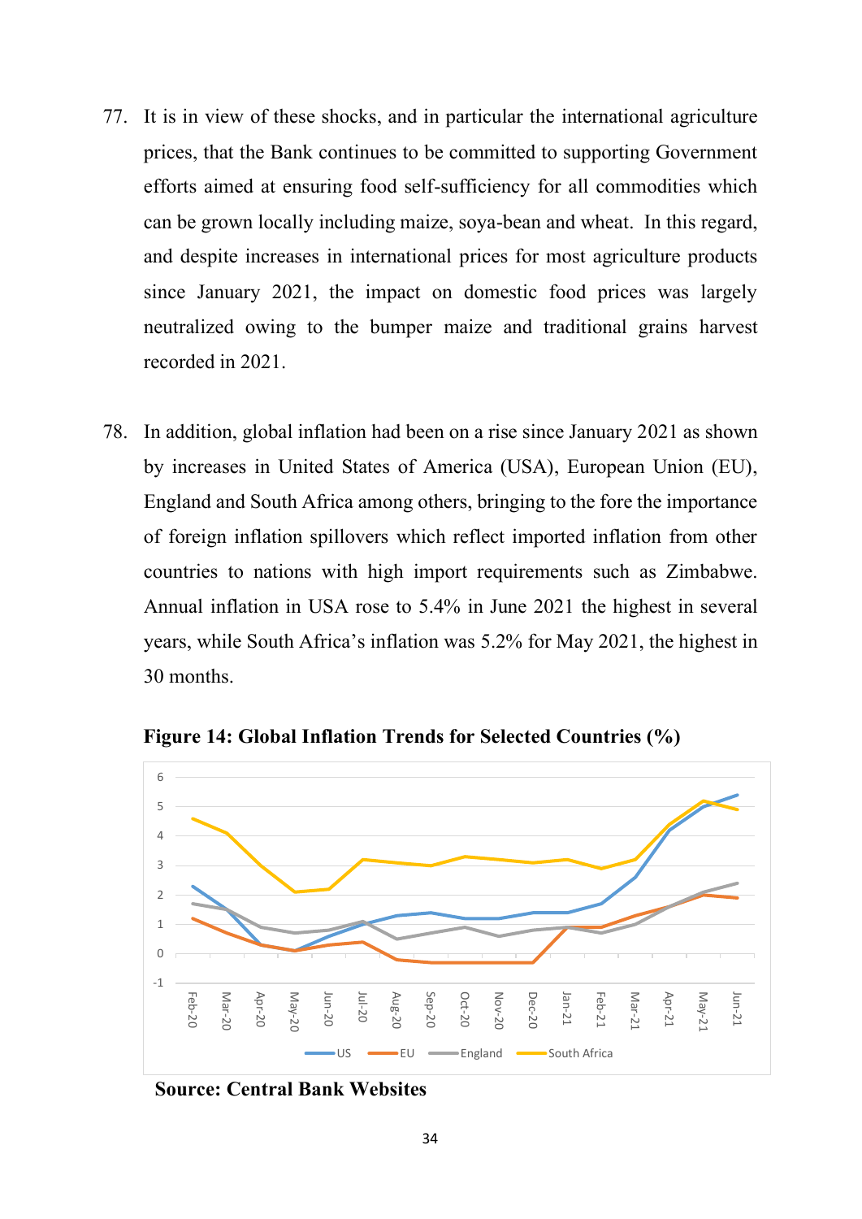77. It is in view of these shocks, and in particular the international agriculture prices, that the Bank continues to be committed to supporting Government efforts aimed at ensuring food self-sufficiency for all commodities which can be grown locally including maize, soya-bean and wheat. In this regard, and despite increases in international prices for most agriculture products since January 2021, the impact on domestic food prices was largely neutralized owing to the bumper maize and traditional grains harvest recorded in 2021.

78. In addition, global inflation had been on a rise since January 2021 as shown by increases in United States of America (USA), European Union (EU), England and South Africa among others, bringing to the fore the importance of foreign inflation spillovers which reflect imported inflation from other countries to nations with high import requirements such as Zimbabwe. Annual inflation in USA rose to 5.4% in June 2021 the highest in several years, while South Africa's inflation was 5.2% for May 2021, the highest in 30 months.

**Figure 14: Global Inflation Trends for Selected Countries (%)**

**Source: Central Bank Websites**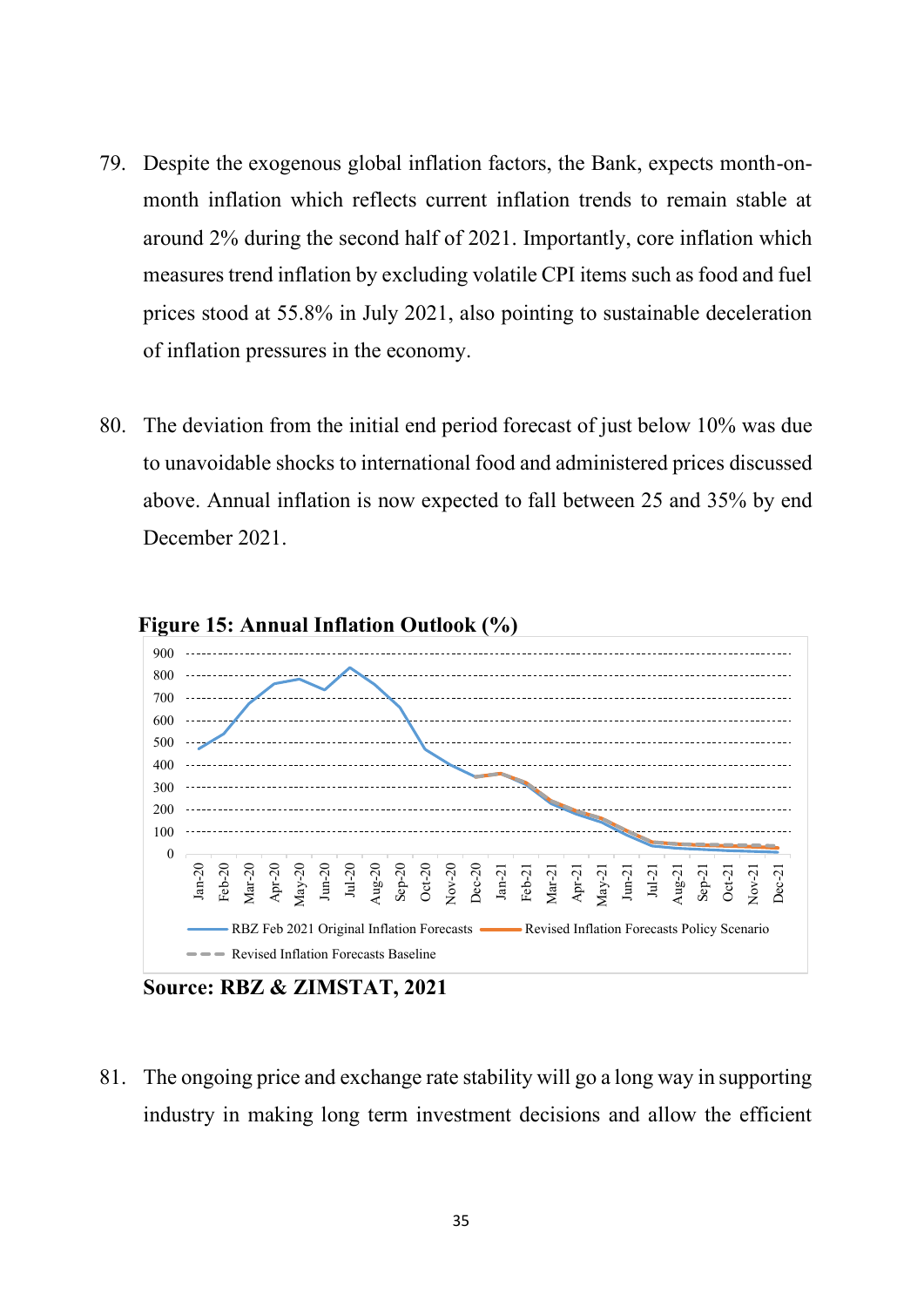79. Despite the exogenous global inflation factors, the Bank, expects month-on-month inflation which reflects current inflation trends to remain stable at around 2% during the second half of 2021. Importantly, core inflation which measures trend inflation by excluding volatile CPI items such as food and fuel prices stood at 55.8% in July 2021, also pointing to sustainable deceleration of inflation pressures in the economy.

80. The deviation from the initial end period forecast of just below 10% was due to unavoidable shocks to international food and administered prices discussed above. Annual inflation is now expected to fall between 25 and 35% by end December 2021.

**Figure 15: Annual Inflation Outlook (%)**

**Source: RBZ & ZIMSTAT, 2021**

81. The ongoing price and exchange rate stability will go a long way in supporting industry in making long term investment decisions and allow the efficient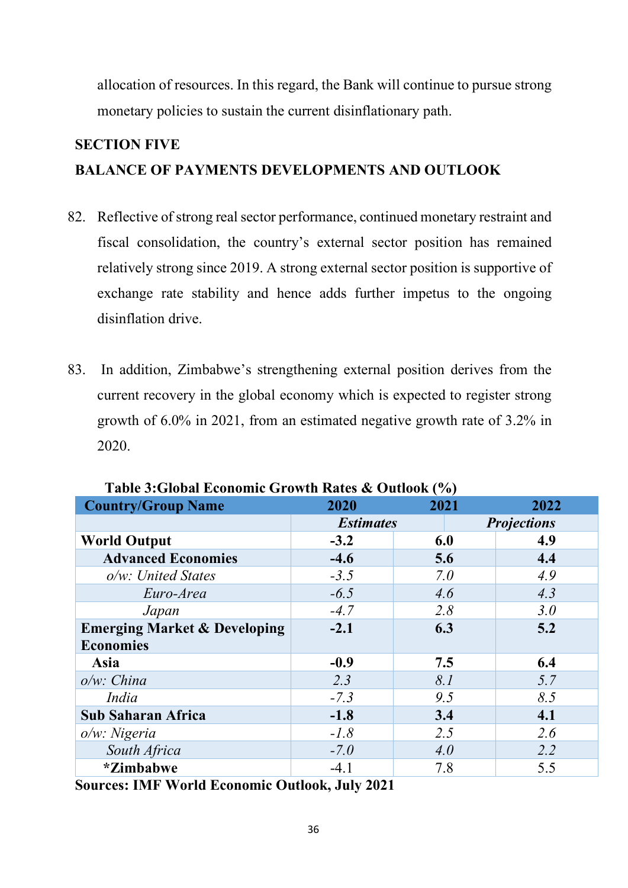allocation of resources. In this regard, the Bank will continue to pursue strong monetary policies to sustain the current disinflationary path.

## SECTION FIVE

## BALANCE OF PAYMENTS DEVELOPMENTS AND OUTLOOK

82. Reflective of strong real sector performance, continued monetary restraint and fiscal consolidation, the country's external sector position has remained relatively strong since 2019. A strong external sector position is supportive of exchange rate stability and hence adds further impetus to the ongoing disinflation drive.

83. In addition, Zimbabwe's strengthening external position derives from the current recovery in the global economy which is expected to register strong growth of 6.0% in 2021, from an estimated negative growth rate of 3.2% in 2020.

**Table 3:Global Economic Growth Rates & Outlook (%)**

| Country/Group Name | 2020 | 2021 | 2022 |
|---|---|---|---|
| | *Estimates* | *Projections* | |
| **World Output** | **-3.2** | **6.0** | **4.9** |
| **Advanced Economies** | **-4.6** | **5.6** | **4.4** |
| *o/w: United States* | *-3.5* | *7.0* | *4.9* |
| *Euro-Area* | *-6.5* | *4.6* | *4.3* |
| *Japan* | *-4.7* | *2.8* | *3.0* |
| **Emerging Market & Developing Economies** | **-2.1** | **6.3** | **5.2** |
| **Asia** | **-0.9** | **7.5** | **6.4** |
| *o/w: China* | *2.3* | *8.1* | *5.7* |
| *India* | *-7.3* | *9.5* | *8.5* |
| **Sub Saharan Africa** | **-1.8** | **3.4** | **4.1** |
| *o/w: Nigeria* | *-1.8* | *2.5* | *2.6* |
| *South Africa* | *-7.0* | *4.0* | *2.2* |
| ***Zimbabwe** | -4.1 | 7.8 | 5.5 |

**Sources: IMF World Economic Outlook, July 2021**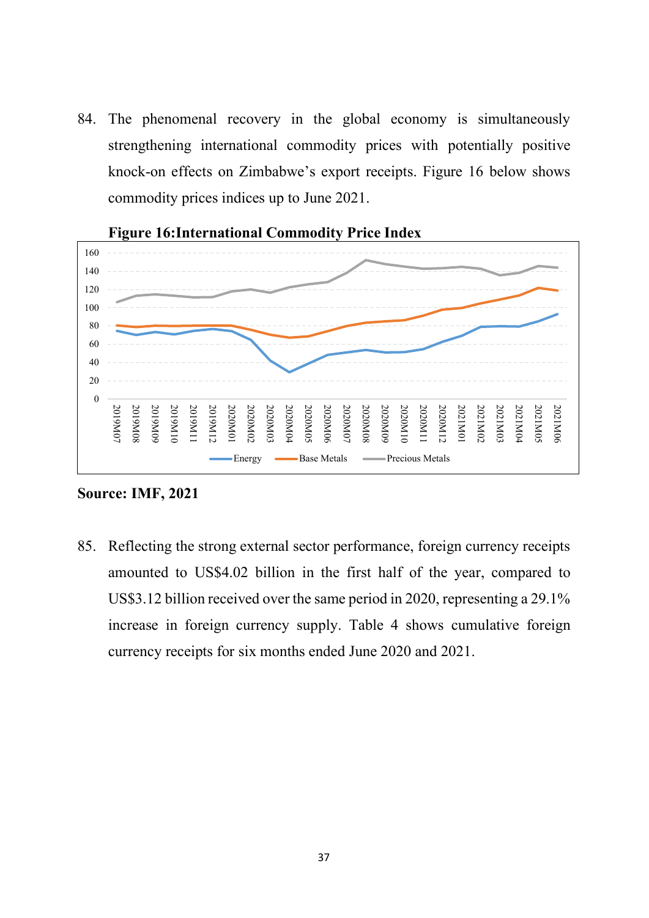84. The phenomenal recovery in the global economy is simultaneously strengthening international commodity prices with potentially positive knock-on effects on Zimbabwe's export receipts. Figure 16 below shows commodity prices indices up to June 2021.

**Figure 16:International Commodity Price Index**

**Source: IMF, 2021**

85. Reflecting the strong external sector performance, foreign currency receipts amounted to US$4.02 billion in the first half of the year, compared to US$3.12 billion received over the same period in 2020, representing a 29.1% increase in foreign currency supply. Table 4 shows cumulative foreign currency receipts for six months ended June 2020 and 2021.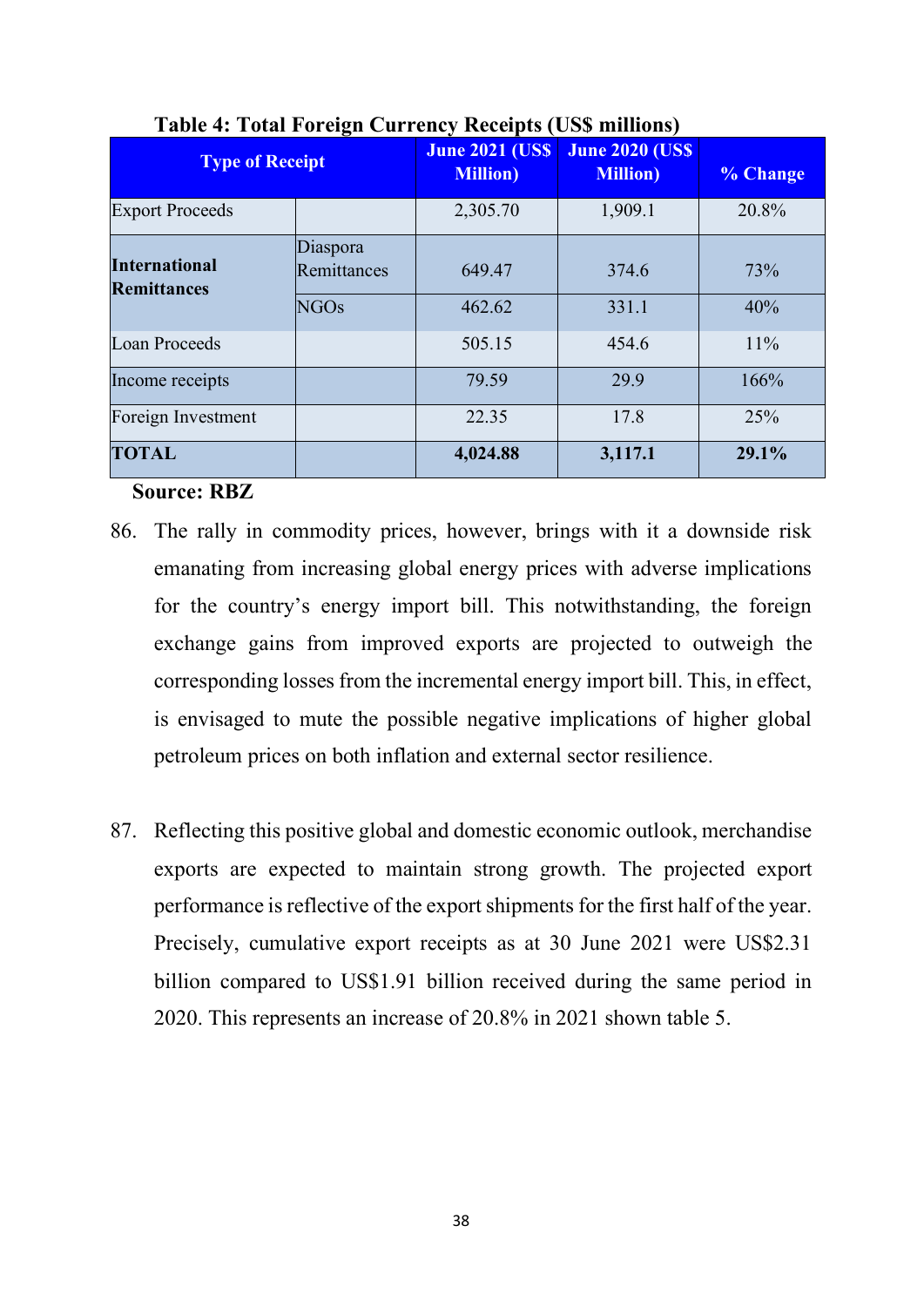**Table 4: Total Foreign Currency Receipts (US$ millions)**

| Type of Receipt | | June 2021 (US$ Million) | June 2020 (US$ Million) | % Change |
|---|---|---|---|---|
| Export Proceeds | | 2,305.70 | 1,909.1 | 20.8% |
| **International Remittances** | Diaspora Remittances | 649.47 | 374.6 | 73% |
| | NGOs | 462.62 | 331.1 | 40% |
| Loan Proceeds | | 505.15 | 454.6 | 11% |
| Income receipts | | 79.59 | 29.9 | 166% |
| Foreign Investment | | 22.35 | 17.8 | 25% |
| **TOTAL** | | **4,024.88** | **3,117.1** | **29.1%** |

**Source: RBZ**

86. The rally in commodity prices, however, brings with it a downside risk emanating from increasing global energy prices with adverse implications for the country's energy import bill. This notwithstanding, the foreign exchange gains from improved exports are projected to outweigh the corresponding losses from the incremental energy import bill. This, in effect, is envisaged to mute the possible negative implications of higher global petroleum prices on both inflation and external sector resilience.

87. Reflecting this positive global and domestic economic outlook, merchandise exports are expected to maintain strong growth. The projected export performance is reflective of the export shipments for the first half of the year. Precisely, cumulative export receipts as at 30 June 2021 were US$2.31 billion compared to US$1.91 billion received during the same period in 2020. This represents an increase of 20.8% in 2021 shown table 5.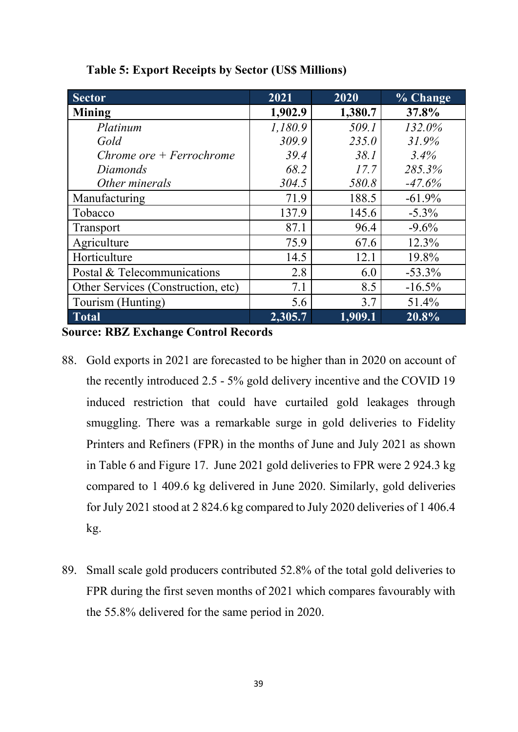**Table 5: Export Receipts by Sector (US$ Millions)**

| Sector | 2021 | 2020 | % Change |
|---|---|---|---|
| **Mining** | **1,902.9** | **1,380.7** | **37.8%** |
| *Platinum* | *1,180.9* | *509.1* | *132.0%* |
| *Gold* | *309.9* | *235.0* | *31.9%* |
| *Chrome ore + Ferrochrome* | *39.4* | *38.1* | *3.4%* |
| *Diamonds* | *68.2* | *17.7* | *285.3%* |
| *Other minerals* | *304.5* | *580.8* | *-47.6%* |
| Manufacturing | 71.9 | 188.5 | -61.9% |
| Tobacco | 137.9 | 145.6 | -5.3% |
| Transport | 87.1 | 96.4 | -9.6% |
| Agriculture | 75.9 | 67.6 | 12.3% |
| Horticulture | 14.5 | 12.1 | 19.8% |
| Postal & Telecommunications | 2.8 | 6.0 | -53.3% |
| Other Services (Construction, etc) | 7.1 | 8.5 | -16.5% |
| Tourism (Hunting) | 5.6 | 3.7 | 51.4% |
| **Total** | **2,305.7** | **1,909.1** | **20.8%** |

**Source: RBZ Exchange Control Records**

88. Gold exports in 2021 are forecasted to be higher than in 2020 on account of the recently introduced 2.5 - 5% gold delivery incentive and the COVID 19 induced restriction that could have curtailed gold leakages through smuggling. There was a remarkable surge in gold deliveries to Fidelity Printers and Refiners (FPR) in the months of June and July 2021 as shown in Table 6 and Figure 17. June 2021 gold deliveries to FPR were 2 924.3 kg compared to 1 409.6 kg delivered in June 2020. Similarly, gold deliveries for July 2021 stood at 2 824.6 kg compared to July 2020 deliveries of 1 406.4 kg.

89. Small scale gold producers contributed 52.8% of the total gold deliveries to FPR during the first seven months of 2021 which compares favourably with the 55.8% delivered for the same period in 2020.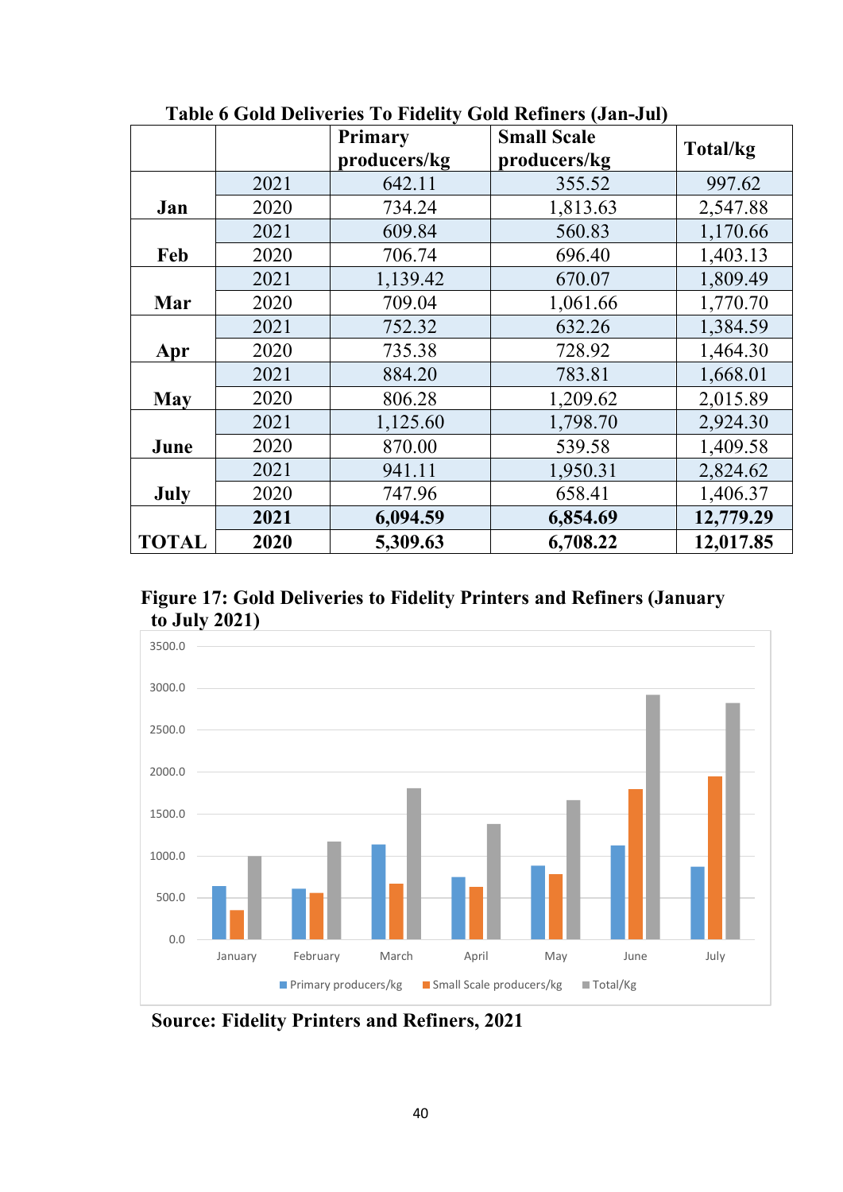**Table 6 Gold Deliveries To Fidelity Gold Refiners (Jan-Jul)**

| | | Primary producers/kg | Small Scale producers/kg | Total/kg |
|---|---|---|---|---|
| **Jan** | 2021 | 642.11 | 355.52 | 997.62 |
| | 2020 | 734.24 | 1,813.63 | 2,547.88 |
| **Feb** | 2021 | 609.84 | 560.83 | 1,170.66 |
| | 2020 | 706.74 | 696.40 | 1,403.13 |
| **Mar** | 2021 | 1,139.42 | 670.07 | 1,809.49 |
| | 2020 | 709.04 | 1,061.66 | 1,770.70 |
| **Apr** | 2021 | 752.32 | 632.26 | 1,384.59 |
| | 2020 | 735.38 | 728.92 | 1,464.30 |
| **May** | 2021 | 884.20 | 783.81 | 1,668.01 |
| | 2020 | 806.28 | 1,209.62 | 2,015.89 |
| **June** | 2021 | 1,125.60 | 1,798.70 | 2,924.30 |
| | 2020 | 870.00 | 539.58 | 1,409.58 |
| **July** | 2021 | 941.11 | 1,950.31 | 2,824.62 |
| | 2020 | 747.96 | 658.41 | 1,406.37 |
| **TOTAL** | **2021** | **6,094.59** | **6,854.69** | **12,779.29** |
| | **2020** | **5,309.63** | **6,708.22** | **12,017.85** |

**Figure 17: Gold Deliveries to Fidelity Printers and Refiners (January to July 2021)**

**Source: Fidelity Printers and Refiners, 2021**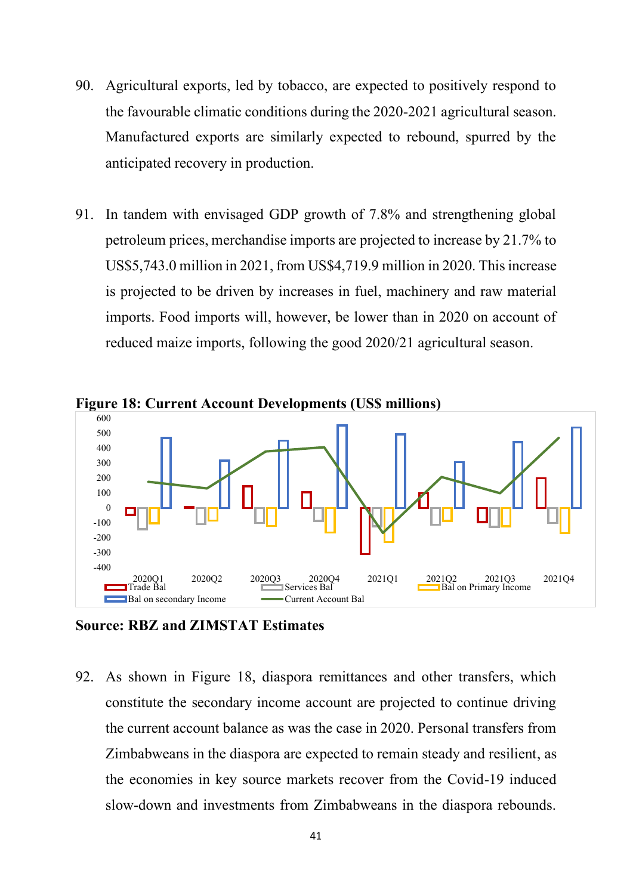90. Agricultural exports, led by tobacco, are expected to positively respond to the favourable climatic conditions during the 2020-2021 agricultural season. Manufactured exports are similarly expected to rebound, spurred by the anticipated recovery in production.

91. In tandem with envisaged GDP growth of 7.8% and strengthening global petroleum prices, merchandise imports are projected to increase by 21.7% to US$5,743.0 million in 2021, from US$4,719.9 million in 2020. This increase is projected to be driven by increases in fuel, machinery and raw material imports. Food imports will, however, be lower than in 2020 on account of reduced maize imports, following the good 2020/21 agricultural season.

**Figure 18: Current Account Developments (US$ millions)**

**Source: RBZ and ZIMSTAT Estimates**

92. As shown in Figure 18, diaspora remittances and other transfers, which constitute the secondary income account are projected to continue driving the current account balance as was the case in 2020. Personal transfers from Zimbabweans in the diaspora are expected to remain steady and resilient, as the economies in key source markets recover from the Covid-19 induced slow-down and investments from Zimbabweans in the diaspora rebounds.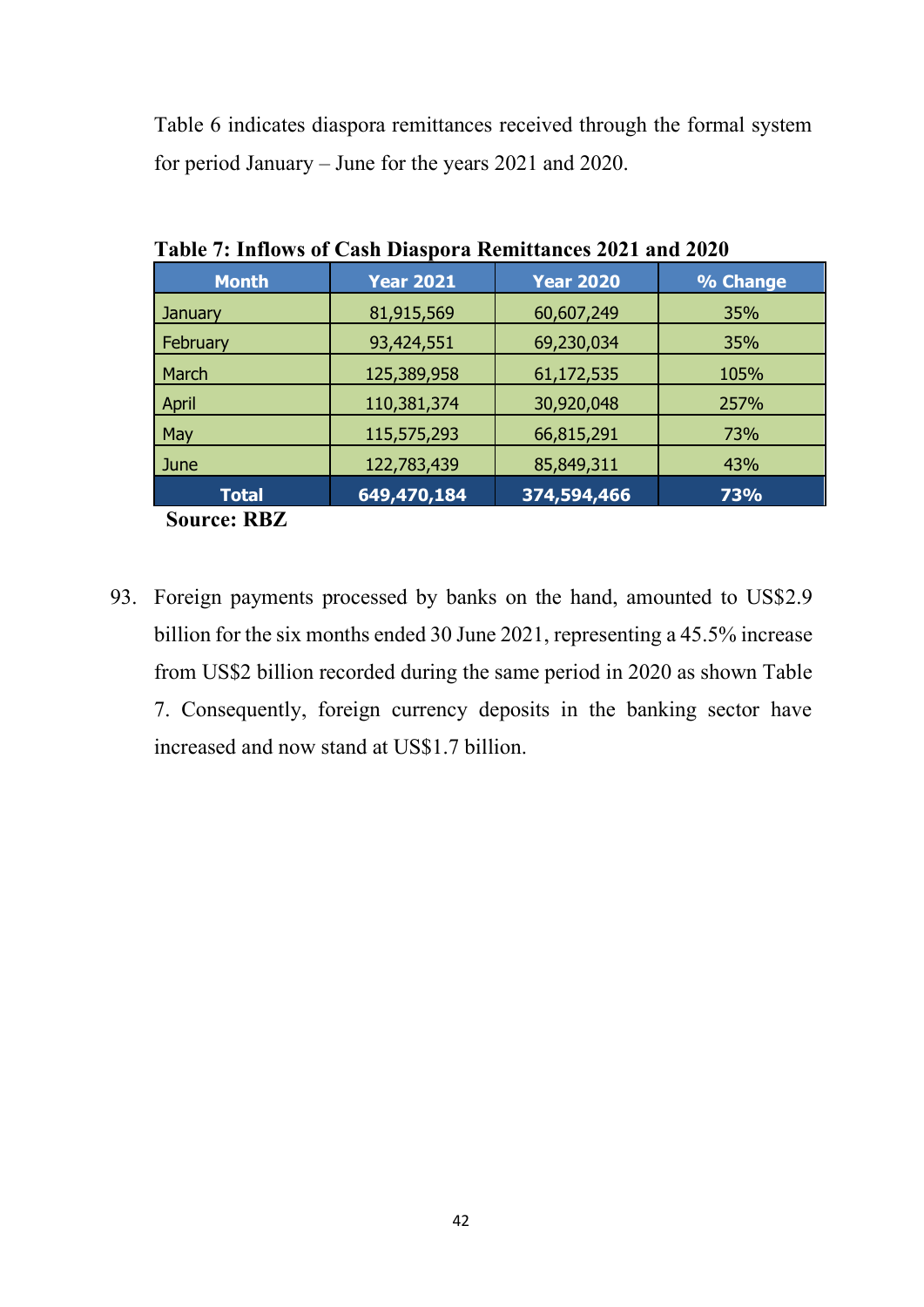Table 6 indicates diaspora remittances received through the formal system for period January – June for the years 2021 and 2020.

**Table 7: Inflows of Cash Diaspora Remittances 2021 and 2020**

| Month | Year 2021 | Year 2020 | % Change |
|---|---|---|---|
| January | 81,915,569 | 60,607,249 | 35% |
| February | 93,424,551 | 69,230,034 | 35% |
| March | 125,389,958 | 61,172,535 | 105% |
| April | 110,381,374 | 30,920,048 | 257% |
| May | 115,575,293 | 66,815,291 | 73% |
| June | 122,783,439 | 85,849,311 | 43% |
| **Total** | **649,470,184** | **374,594,466** | **73%** |

**Source: RBZ**

93. Foreign payments processed by banks on the hand, amounted to US$2.9 billion for the six months ended 30 June 2021, representing a 45.5% increase from US$2 billion recorded during the same period in 2020 as shown Table 7. Consequently, foreign currency deposits in the banking sector have increased and now stand at US$1.7 billion.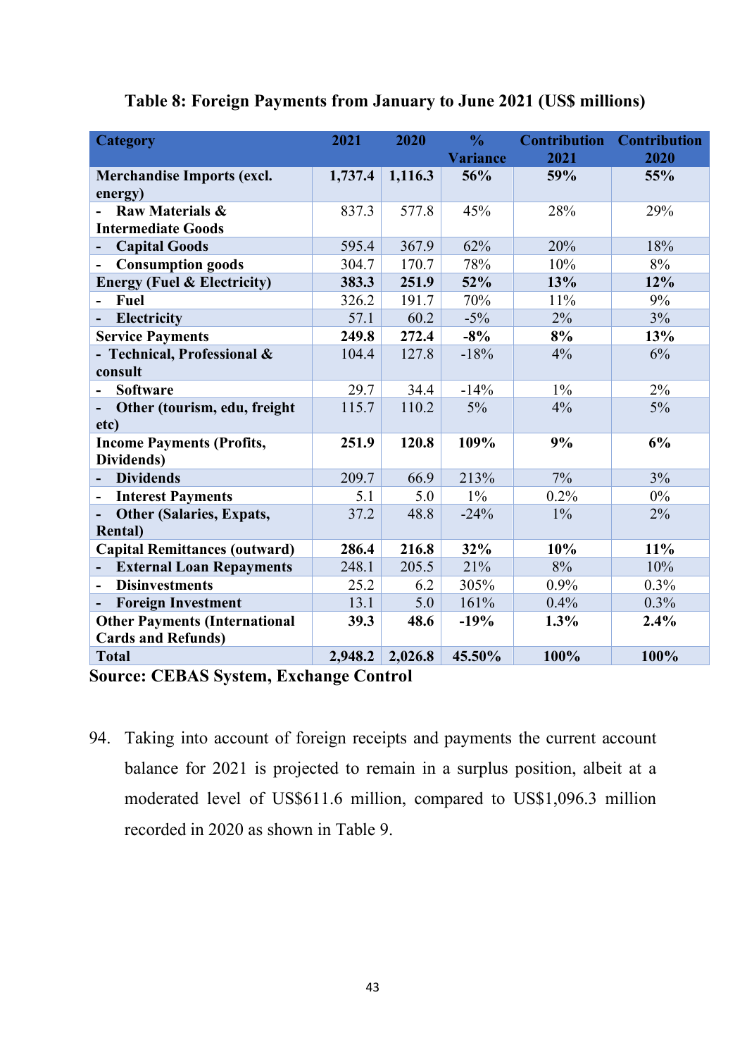**Table 8: Foreign Payments from January to June 2021 (US$ millions)**

| Category | 2021 | 2020 | % Variance | Contribution 2021 | Contribution 2020 |
|---|---|---|---|---|---|
| **Merchandise Imports (excl. energy)** | **1,737.4** | **1,116.3** | **56%** | **59%** | **55%** |
| - Raw Materials & Intermediate Goods | 837.3 | 577.8 | 45% | 28% | 29% |
| - Capital Goods | 595.4 | 367.9 | 62% | 20% | 18% |
| - Consumption goods | 304.7 | 170.7 | 78% | 10% | 8% |
| **Energy (Fuel & Electricity)** | **383.3** | **251.9** | **52%** | **13%** | **12%** |
| - Fuel | 326.2 | 191.7 | 70% | 11% | 9% |
| - Electricity | 57.1 | 60.2 | -5% | 2% | 3% |
| **Service Payments** | **249.8** | **272.4** | **-8%** | **8%** | **13%** |
| - Technical, Professional & consult | 104.4 | 127.8 | -18% | 4% | 6% |
| - Software | 29.7 | 34.4 | -14% | 1% | 2% |
| - Other (tourism, edu, freight etc) | 115.7 | 110.2 | 5% | 4% | 5% |
| **Income Payments (Profits, Dividends)** | **251.9** | **120.8** | **109%** | **9%** | **6%** |
| - Dividends | 209.7 | 66.9 | 213% | 7% | 3% |
| - Interest Payments | 5.1 | 5.0 | 1% | 0.2% | 0% |
| - Other (Salaries, Expats, Rental) | 37.2 | 48.8 | -24% | 1% | 2% |
| **Capital Remittances (outward)** | **286.4** | **216.8** | **32%** | **10%** | **11%** |
| - External Loan Repayments | 248.1 | 205.5 | 21% | 8% | 10% |
| - Disinvestments | 25.2 | 6.2 | 305% | 0.9% | 0.3% |
| - Foreign Investment | 13.1 | 5.0 | 161% | 0.4% | 0.3% |
| **Other Payments (International Cards and Refunds)** | **39.3** | **48.6** | **-19%** | **1.3%** | **2.4%** |
| **Total** | **2,948.2** | **2,026.8** | **45.50%** | **100%** | **100%** |

**Source: CEBAS System, Exchange Control**

94. Taking into account of foreign receipts and payments the current account balance for 2021 is projected to remain in a surplus position, albeit at a moderated level of US$611.6 million, compared to US$1,096.3 million recorded in 2020 as shown in Table 9.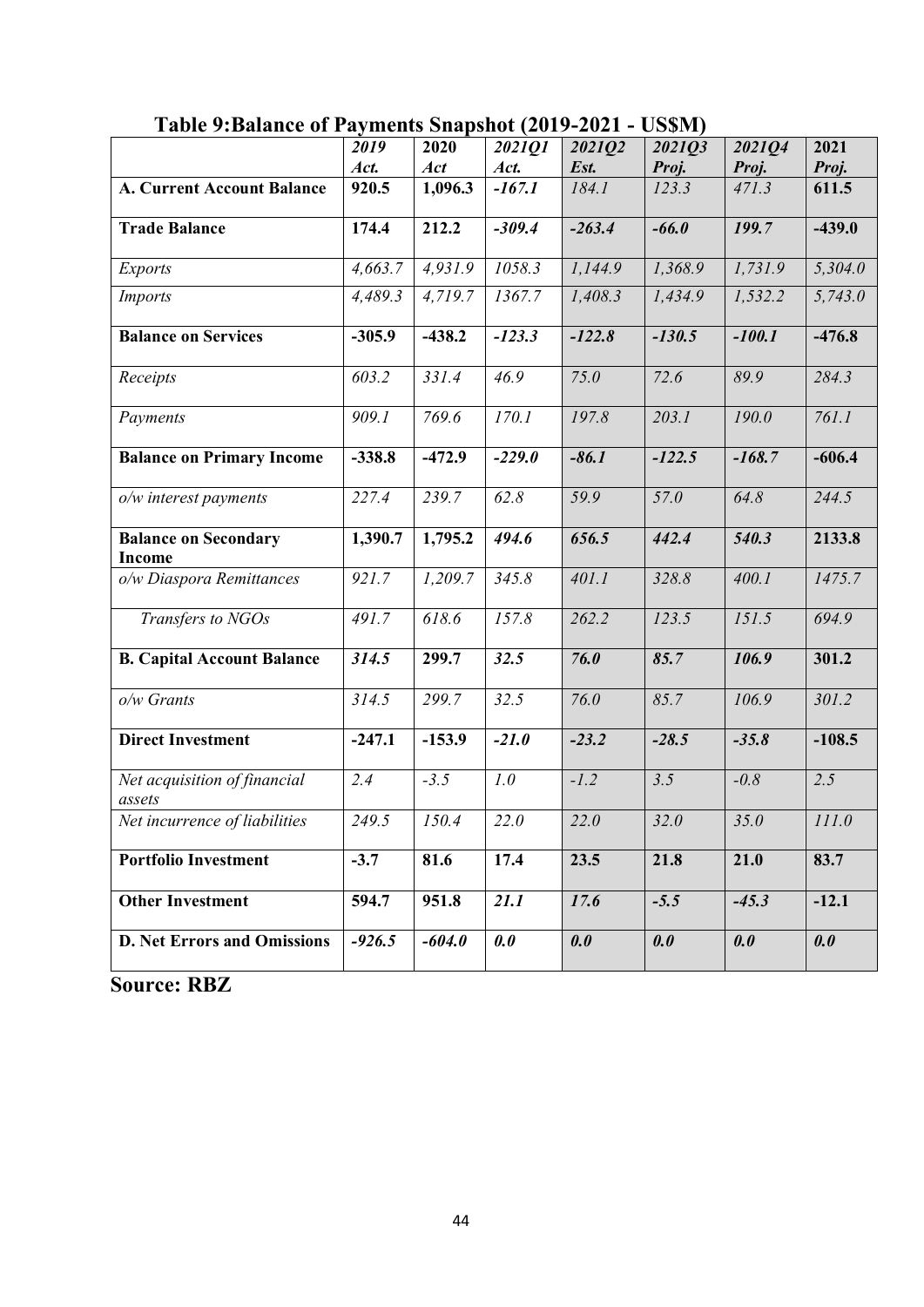## Table 9:Balance of Payments Snapshot (2019-2021 - US$M)

| | *2019 Act.* | **2020** *Act* | *2021Q1 Act.* | *2021Q2 Est.* | *2021Q3 Proj.* | *2021Q4 Proj.* | **2021** *Proj.* |
|---|---|---|---|---|---|---|---|
| **A. Current Account Balance** | **920.5** | **1,096.3** | ***-167.1*** | *184.1* | *123.3* | *471.3* | **611.5** |
| **Trade Balance** | **174.4** | **212.2** | ***-309.4*** | ***-263.4*** | ***-66.0*** | ***199.7*** | **-439.0** |
| *Exports* | *4,663.7* | *4,931.9* | *1058.3* | *1,144.9* | *1,368.9* | *1,731.9* | *5,304.0* |
| *Imports* | *4,489.3* | *4,719.7* | *1367.7* | *1,408.3* | *1,434.9* | *1,532.2* | *5,743.0* |
| **Balance on Services** | **-305.9** | **-438.2** | ***-123.3*** | ***-122.8*** | ***-130.5*** | ***-100.1*** | **-476.8** |
| *Receipts* | *603.2* | *331.4* | *46.9* | *75.0* | *72.6* | *89.9* | *284.3* |
| *Payments* | *909.1* | *769.6* | *170.1* | *197.8* | *203.1* | *190.0* | *761.1* |
| **Balance on Primary Income** | **-338.8** | **-472.9** | ***-229.0*** | ***-86.1*** | ***-122.5*** | ***-168.7*** | **-606.4** |
| *o/w interest payments* | *227.4* | *239.7* | *62.8* | *59.9* | *57.0* | *64.8* | *244.5* |
| **Balance on Secondary Income** | **1,390.7** | **1,795.2** | ***494.6*** | ***656.5*** | ***442.4*** | ***540.3*** | **2133.8** |
| *o/w Diaspora Remittances* | *921.7* | *1,209.7* | *345.8* | *401.1* | *328.8* | *400.1* | *1475.7* |
| *Transfers to NGOs* | *491.7* | *618.6* | *157.8* | *262.2* | *123.5* | *151.5* | *694.9* |
| **B. Capital Account Balance** | ***314.5*** | **299.7** | ***32.5*** | ***76.0*** | ***85.7*** | ***106.9*** | **301.2** |
| *o/w Grants* | *314.5* | *299.7* | *32.5* | *76.0* | *85.7* | *106.9* | *301.2* |
| **Direct Investment** | **-247.1** | **-153.9** | ***-21.0*** | ***-23.2*** | ***-28.5*** | ***-35.8*** | **-108.5** |
| *Net acquisition of financial assets* | *2.4* | *-3.5* | *1.0* | *-1.2* | *3.5* | *-0.8* | *2.5* |
| *Net incurrence of liabilities* | *249.5* | *150.4* | *22.0* | *22.0* | *32.0* | *35.0* | *111.0* |
| **Portfolio Investment** | **-3.7** | **81.6** | **17.4** | **23.5** | **21.8** | **21.0** | **83.7** |
| **Other Investment** | **594.7** | **951.8** | ***21.1*** | ***17.6*** | ***-5.5*** | ***-45.3*** | **-12.1** |
| **D. Net Errors and Omissions** | ***-926.5*** | ***-604.0*** | ***0.0*** | ***0.0*** | ***0.0*** | ***0.0*** | ***0.0*** |

**Source: RBZ**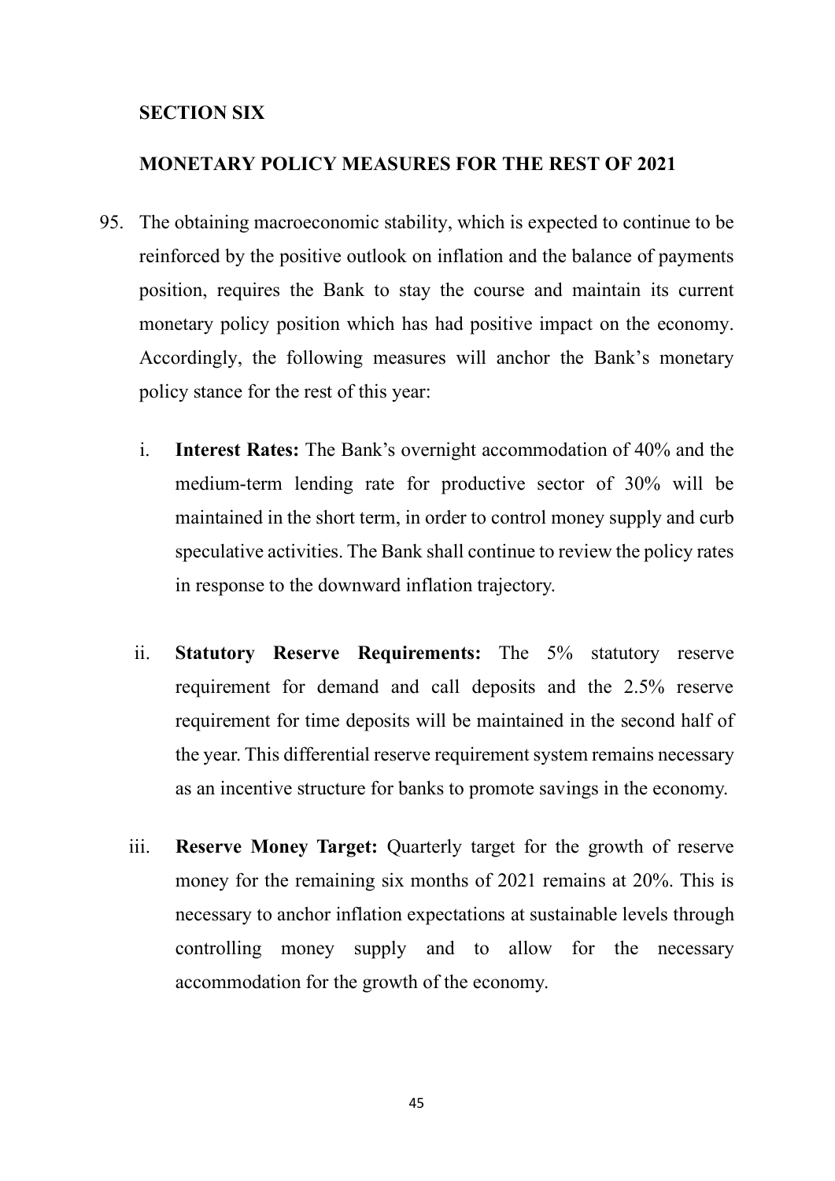**SECTION SIX**

**MONETARY POLICY MEASURES FOR THE REST OF 2021**

95. The obtaining macroeconomic stability, which is expected to continue to be reinforced by the positive outlook on inflation and the balance of payments position, requires the Bank to stay the course and maintain its current monetary policy position which has had positive impact on the economy. Accordingly, the following measures will anchor the Bank's monetary policy stance for the rest of this year:

    i. **Interest Rates:** The Bank's overnight accommodation of 40% and the medium-term lending rate for productive sector of 30% will be maintained in the short term, in order to control money supply and curb speculative activities. The Bank shall continue to review the policy rates in response to the downward inflation trajectory.

    ii. **Statutory Reserve Requirements:** The 5% statutory reserve requirement for demand and call deposits and the 2.5% reserve requirement for time deposits will be maintained in the second half of the year. This differential reserve requirement system remains necessary as an incentive structure for banks to promote savings in the economy.

    iii. **Reserve Money Target:** Quarterly target for the growth of reserve money for the remaining six months of 2021 remains at 20%. This is necessary to anchor inflation expectations at sustainable levels through controlling money supply and to allow for the necessary accommodation for the growth of the economy.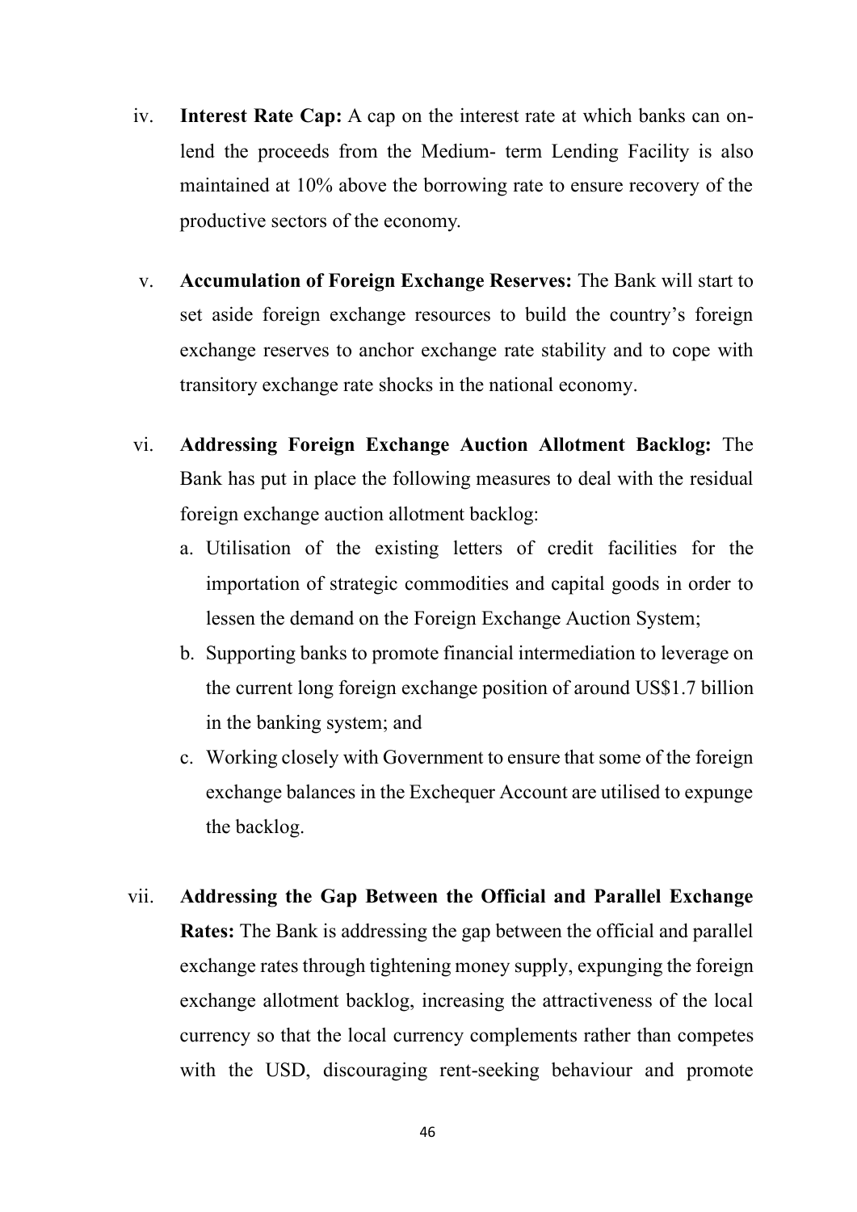iv. **Interest Rate Cap:** A cap on the interest rate at which banks can on-lend the proceeds from the Medium- term Lending Facility is also maintained at 10% above the borrowing rate to ensure recovery of the productive sectors of the economy.

v. **Accumulation of Foreign Exchange Reserves:** The Bank will start to set aside foreign exchange resources to build the country's foreign exchange reserves to anchor exchange rate stability and to cope with transitory exchange rate shocks in the national economy.

vi. **Addressing Foreign Exchange Auction Allotment Backlog:** The Bank has put in place the following measures to deal with the residual foreign exchange auction allotment backlog:

   a. Utilisation of the existing letters of credit facilities for the importation of strategic commodities and capital goods in order to lessen the demand on the Foreign Exchange Auction System;

   b. Supporting banks to promote financial intermediation to leverage on the current long foreign exchange position of around US$1.7 billion in the banking system; and

   c. Working closely with Government to ensure that some of the foreign exchange balances in the Exchequer Account are utilised to expunge the backlog.

vii. **Addressing the Gap Between the Official and Parallel Exchange Rates:** The Bank is addressing the gap between the official and parallel exchange rates through tightening money supply, expunging the foreign exchange allotment backlog, increasing the attractiveness of the local currency so that the local currency complements rather than competes with the USD, discouraging rent-seeking behaviour and promote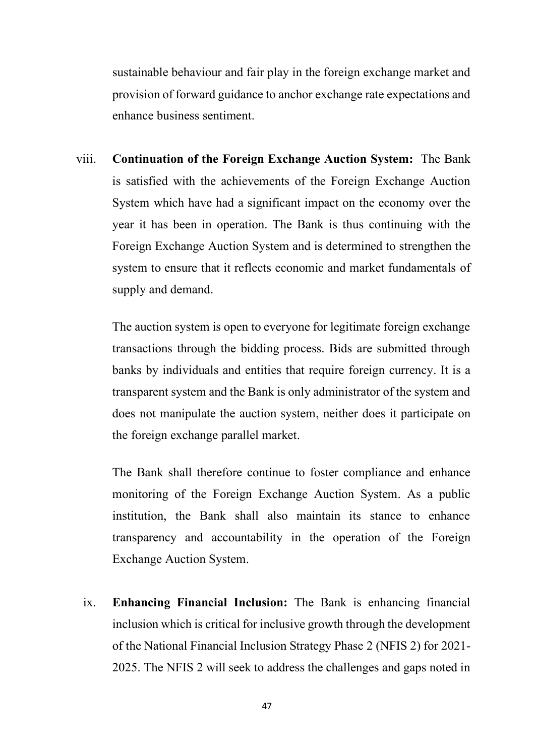sustainable behaviour and fair play in the foreign exchange market and provision of forward guidance to anchor exchange rate expectations and enhance business sentiment.

viii. **Continuation of the Foreign Exchange Auction System:** The Bank is satisfied with the achievements of the Foreign Exchange Auction System which have had a significant impact on the economy over the year it has been in operation. The Bank is thus continuing with the Foreign Exchange Auction System and is determined to strengthen the system to ensure that it reflects economic and market fundamentals of supply and demand.

 The auction system is open to everyone for legitimate foreign exchange transactions through the bidding process. Bids are submitted through banks by individuals and entities that require foreign currency. It is a transparent system and the Bank is only administrator of the system and does not manipulate the auction system, neither does it participate on the foreign exchange parallel market.

 The Bank shall therefore continue to foster compliance and enhance monitoring of the Foreign Exchange Auction System. As a public institution, the Bank shall also maintain its stance to enhance transparency and accountability in the operation of the Foreign Exchange Auction System.

ix. **Enhancing Financial Inclusion:** The Bank is enhancing financial inclusion which is critical for inclusive growth through the development of the National Financial Inclusion Strategy Phase 2 (NFIS 2) for 2021-2025. The NFIS 2 will seek to address the challenges and gaps noted in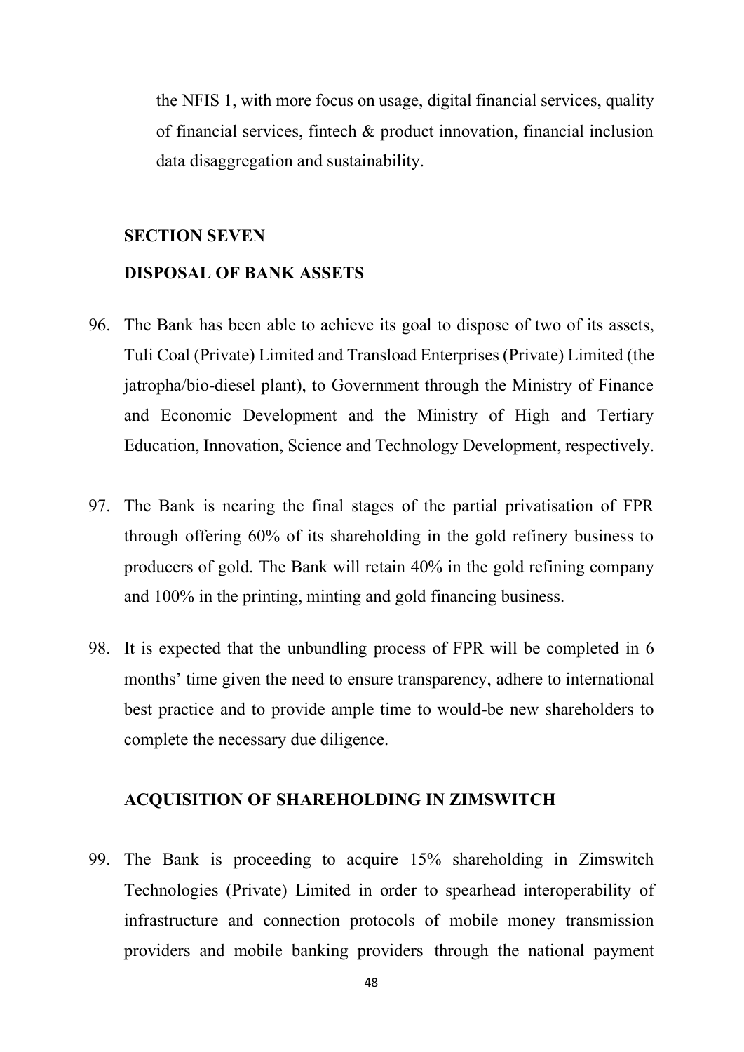the NFIS 1, with more focus on usage, digital financial services, quality of financial services, fintech & product innovation, financial inclusion data disaggregation and sustainability.

## SECTION SEVEN

## DISPOSAL OF BANK ASSETS

96. The Bank has been able to achieve its goal to dispose of two of its assets, Tuli Coal (Private) Limited and Transload Enterprises (Private) Limited (the jatropha/bio-diesel plant), to Government through the Ministry of Finance and Economic Development and the Ministry of High and Tertiary Education, Innovation, Science and Technology Development, respectively.

97. The Bank is nearing the final stages of the partial privatisation of FPR through offering 60% of its shareholding in the gold refinery business to producers of gold. The Bank will retain 40% in the gold refining company and 100% in the printing, minting and gold financing business.

98. It is expected that the unbundling process of FPR will be completed in 6 months' time given the need to ensure transparency, adhere to international best practice and to provide ample time to would-be new shareholders to complete the necessary due diligence.

## ACQUISITION OF SHAREHOLDING IN ZIMSWITCH

99. The Bank is proceeding to acquire 15% shareholding in Zimswitch Technologies (Private) Limited in order to spearhead interoperability of infrastructure and connection protocols of mobile money transmission providers and mobile banking providers through the national payment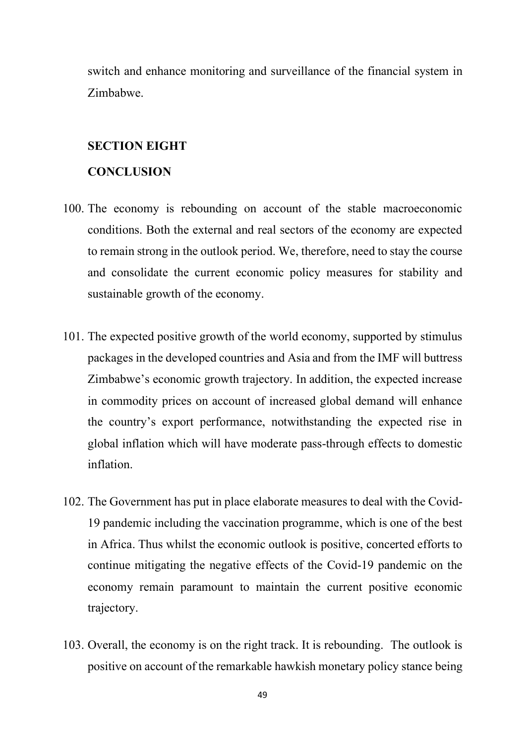switch and enhance monitoring and surveillance of the financial system in Zimbabwe.

## SECTION EIGHT

## CONCLUSION

100. The economy is rebounding on account of the stable macroeconomic conditions. Both the external and real sectors of the economy are expected to remain strong in the outlook period. We, therefore, need to stay the course and consolidate the current economic policy measures for stability and sustainable growth of the economy.

101. The expected positive growth of the world economy, supported by stimulus packages in the developed countries and Asia and from the IMF will buttress Zimbabwe's economic growth trajectory. In addition, the expected increase in commodity prices on account of increased global demand will enhance the country's export performance, notwithstanding the expected rise in global inflation which will have moderate pass-through effects to domestic inflation.

102. The Government has put in place elaborate measures to deal with the Covid-19 pandemic including the vaccination programme, which is one of the best in Africa. Thus whilst the economic outlook is positive, concerted efforts to continue mitigating the negative effects of the Covid-19 pandemic on the economy remain paramount to maintain the current positive economic trajectory.

103. Overall, the economy is on the right track. It is rebounding. The outlook is positive on account of the remarkable hawkish monetary policy stance being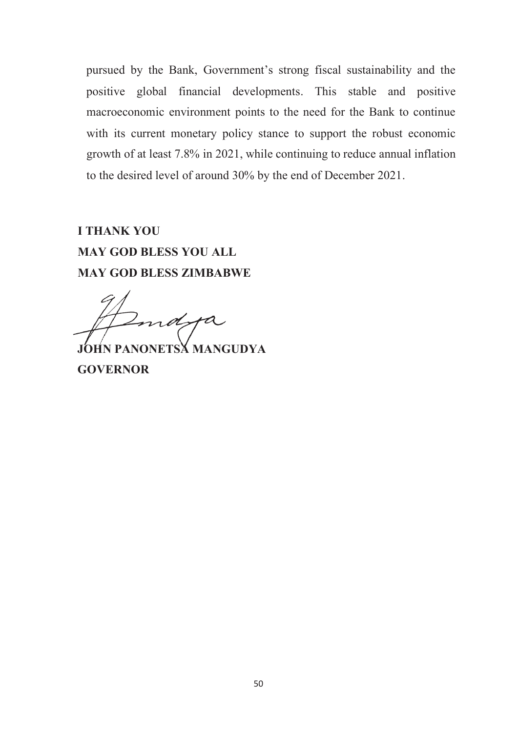pursued by the Bank, Government's strong fiscal sustainability and the positive global financial developments. This stable and positive macroeconomic environment points to the need for the Bank to continue with its current monetary policy stance to support the robust economic growth of at least 7.8% in 2021, while continuing to reduce annual inflation to the desired level of around 30% by the end of December 2021.

**I THANK YOU**
**MAY GOD BLESS YOU ALL**
**MAY GOD BLESS ZIMBABWE**

**JOHN PANONETSA MANGUDYA**
**GOVERNOR**